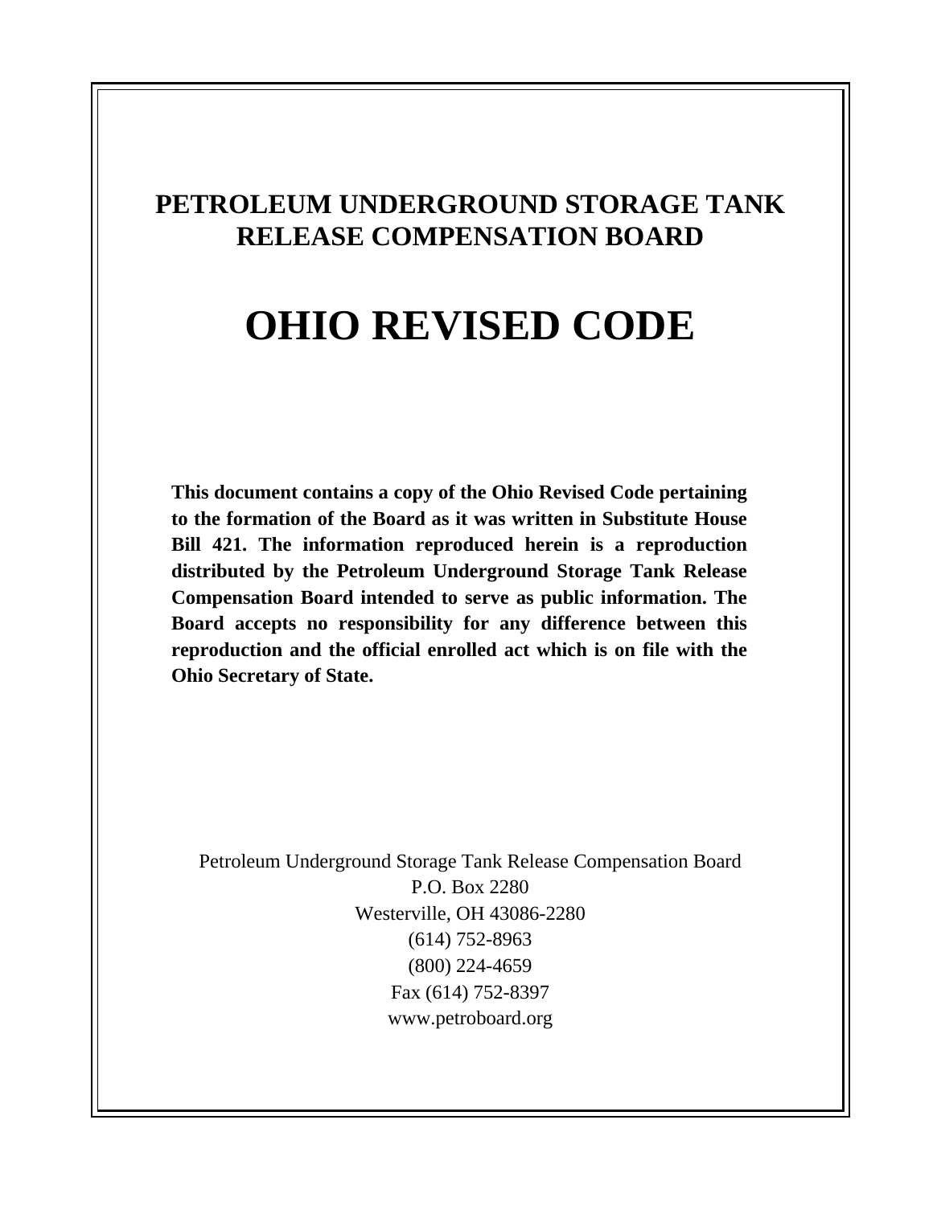# PETROLEUM UNDERGROUND STORAGE TANK RELEASE COMPENSATION BOARD

# OHIO REVISED CODE

**This document contains a copy of the Ohio Revised Code pertaining to the formation of the Board as it was written in Substitute House Bill 421. The information reproduced herein is a reproduction distributed by the Petroleum Underground Storage Tank Release Compensation Board intended to serve as public information. The Board accepts no responsibility for any difference between this reproduction and the official enrolled act which is on file with the Ohio Secretary of State.**

Petroleum Underground Storage Tank Release Compensation Board
P.O. Box 2280
Westerville, OH 43086-2280
(614) 752-8963
(800) 224-4659
Fax (614) 752-8397
www.petroboard.org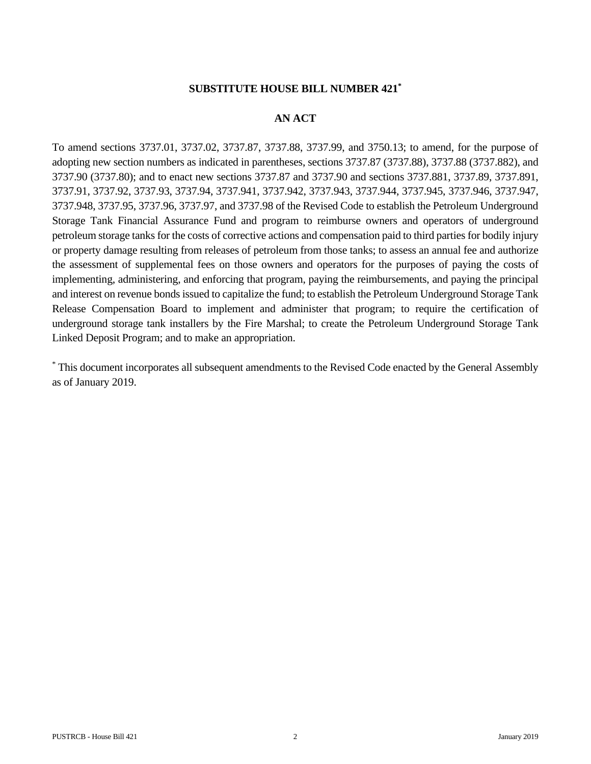**SUBSTITUTE HOUSE BILL NUMBER 421***

**AN ACT**

To amend sections 3737.01, 3737.02, 3737.87, 3737.88, 3737.99, and 3750.13; to amend, for the purpose of adopting new section numbers as indicated in parentheses, sections 3737.87 (3737.88), 3737.88 (3737.882), and 3737.90 (3737.80); and to enact new sections 3737.87 and 3737.90 and sections 3737.881, 3737.89, 3737.891, 3737.91, 3737.92, 3737.93, 3737.94, 3737.941, 3737.942, 3737.943, 3737.944, 3737.945, 3737.946, 3737.947, 3737.948, 3737.95, 3737.96, 3737.97, and 3737.98 of the Revised Code to establish the Petroleum Underground Storage Tank Financial Assurance Fund and program to reimburse owners and operators of underground petroleum storage tanks for the costs of corrective actions and compensation paid to third parties for bodily injury or property damage resulting from releases of petroleum from those tanks; to assess an annual fee and authorize the assessment of supplemental fees on those owners and operators for the purposes of paying the costs of implementing, administering, and enforcing that program, paying the reimbursements, and paying the principal and interest on revenue bonds issued to capitalize the fund; to establish the Petroleum Underground Storage Tank Release Compensation Board to implement and administer that program; to require the certification of underground storage tank installers by the Fire Marshal; to create the Petroleum Underground Storage Tank Linked Deposit Program; and to make an appropriation.

* This document incorporates all subsequent amendments to the Revised Code enacted by the General Assembly as of January 2019.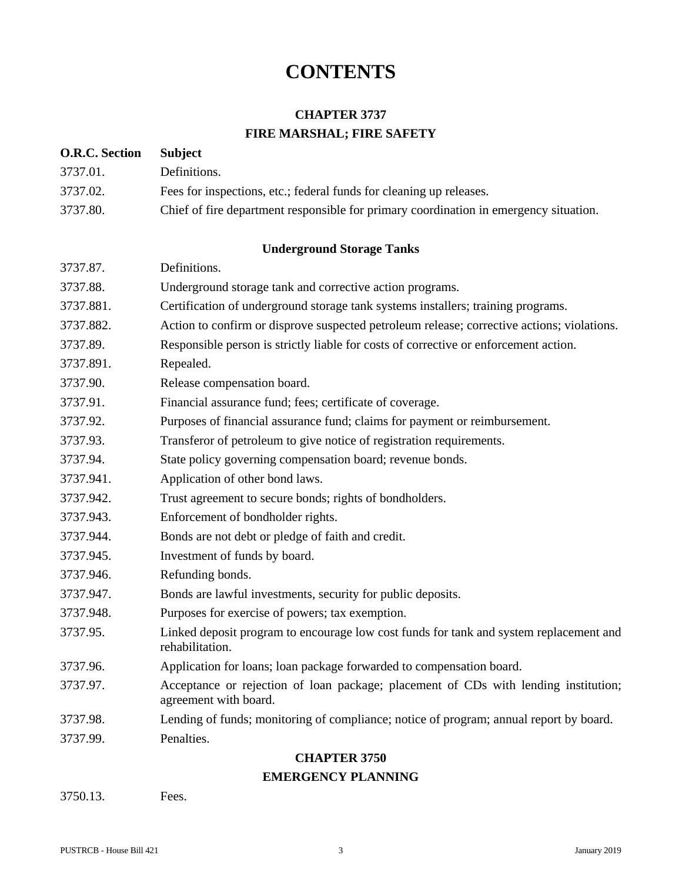# CONTENTS

## CHAPTER 3737

## FIRE MARSHAL; FIRE SAFETY

| O.R.C. Section | Subject |
|---|---|
| 3737.01. | Definitions. |
| 3737.02. | Fees for inspections, etc.; federal funds for cleaning up releases. |
| 3737.80. | Chief of fire department responsible for primary coordination in emergency situation. |

### Underground Storage Tanks

| O.R.C. Section | Subject |
|---|---|
| 3737.87. | Definitions. |
| 3737.88. | Underground storage tank and corrective action programs. |
| 3737.881. | Certification of underground storage tank systems installers; training programs. |
| 3737.882. | Action to confirm or disprove suspected petroleum release; corrective actions; violations. |
| 3737.89. | Responsible person is strictly liable for costs of corrective or enforcement action. |
| 3737.891. | Repealed. |
| 3737.90. | Release compensation board. |
| 3737.91. | Financial assurance fund; fees; certificate of coverage. |
| 3737.92. | Purposes of financial assurance fund; claims for payment or reimbursement. |
| 3737.93. | Transferor of petroleum to give notice of registration requirements. |
| 3737.94. | State policy governing compensation board; revenue bonds. |
| 3737.941. | Application of other bond laws. |
| 3737.942. | Trust agreement to secure bonds; rights of bondholders. |
| 3737.943. | Enforcement of bondholder rights. |
| 3737.944. | Bonds are not debt or pledge of faith and credit. |
| 3737.945. | Investment of funds by board. |
| 3737.946. | Refunding bonds. |
| 3737.947. | Bonds are lawful investments, security for public deposits. |
| 3737.948. | Purposes for exercise of powers; tax exemption. |
| 3737.95. | Linked deposit program to encourage low cost funds for tank and system replacement and rehabilitation. |
| 3737.96. | Application for loans; loan package forwarded to compensation board. |
| 3737.97. | Acceptance or rejection of loan package; placement of CDs with lending institution; agreement with board. |
| 3737.98. | Lending of funds; monitoring of compliance; notice of program; annual report by board. |
| 3737.99. | Penalties. |

## CHAPTER 3750

## EMERGENCY PLANNING

| O.R.C. Section | Subject |
|---|---|
| 3750.13. | Fees. |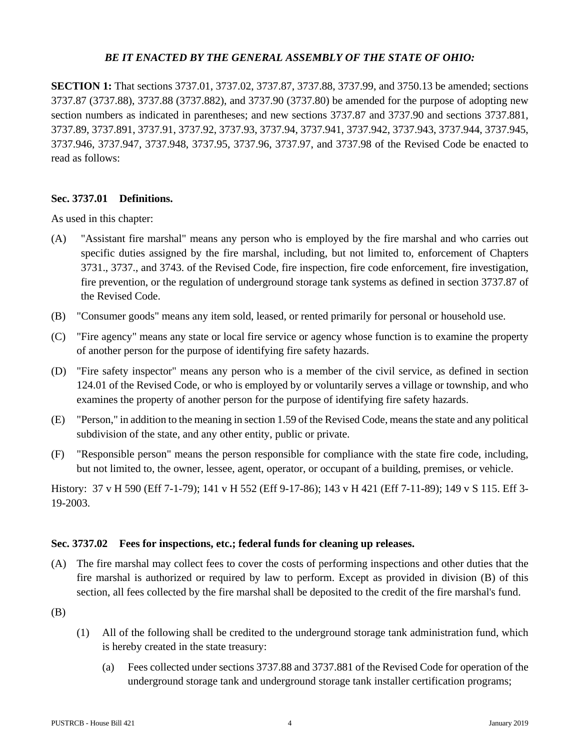***BE IT ENACTED BY THE GENERAL ASSEMBLY OF THE STATE OF OHIO:***

**SECTION 1:** That sections 3737.01, 3737.02, 3737.87, 3737.88, 3737.99, and 3750.13 be amended; sections 3737.87 (3737.88), 3737.88 (3737.882), and 3737.90 (3737.80) be amended for the purpose of adopting new section numbers as indicated in parentheses; and new sections 3737.87 and 3737.90 and sections 3737.881, 3737.89, 3737.891, 3737.91, 3737.92, 3737.93, 3737.94, 3737.941, 3737.942, 3737.943, 3737.944, 3737.945, 3737.946, 3737.947, 3737.948, 3737.95, 3737.96, 3737.97, and 3737.98 of the Revised Code be enacted to read as follows:

**Sec. 3737.01 Definitions.**

As used in this chapter:

(A) "Assistant fire marshal" means any person who is employed by the fire marshal and who carries out specific duties assigned by the fire marshal, including, but not limited to, enforcement of Chapters 3731., 3737., and 3743. of the Revised Code, fire inspection, fire code enforcement, fire investigation, fire prevention, or the regulation of underground storage tank systems as defined in section 3737.87 of the Revised Code.

(B) "Consumer goods" means any item sold, leased, or rented primarily for personal or household use.

(C) "Fire agency" means any state or local fire service or agency whose function is to examine the property of another person for the purpose of identifying fire safety hazards.

(D) "Fire safety inspector" means any person who is a member of the civil service, as defined in section 124.01 of the Revised Code, or who is employed by or voluntarily serves a village or township, and who examines the property of another person for the purpose of identifying fire safety hazards.

(E) "Person," in addition to the meaning in section 1.59 of the Revised Code, means the state and any political subdivision of the state, and any other entity, public or private.

(F) "Responsible person" means the person responsible for compliance with the state fire code, including, but not limited to, the owner, lessee, agent, operator, or occupant of a building, premises, or vehicle.

History: 37 v H 590 (Eff 7-1-79); 141 v H 552 (Eff 9-17-86); 143 v H 421 (Eff 7-11-89); 149 v S 115. Eff 3-19-2003.

**Sec. 3737.02 Fees for inspections, etc.; federal funds for cleaning up releases.**

(A) The fire marshal may collect fees to cover the costs of performing inspections and other duties that the fire marshal is authorized or required by law to perform. Except as provided in division (B) of this section, all fees collected by the fire marshal shall be deposited to the credit of the fire marshal's fund.

(B)

(1) All of the following shall be credited to the underground storage tank administration fund, which is hereby created in the state treasury:

(a) Fees collected under sections 3737.88 and 3737.881 of the Revised Code for operation of the underground storage tank and underground storage tank installer certification programs;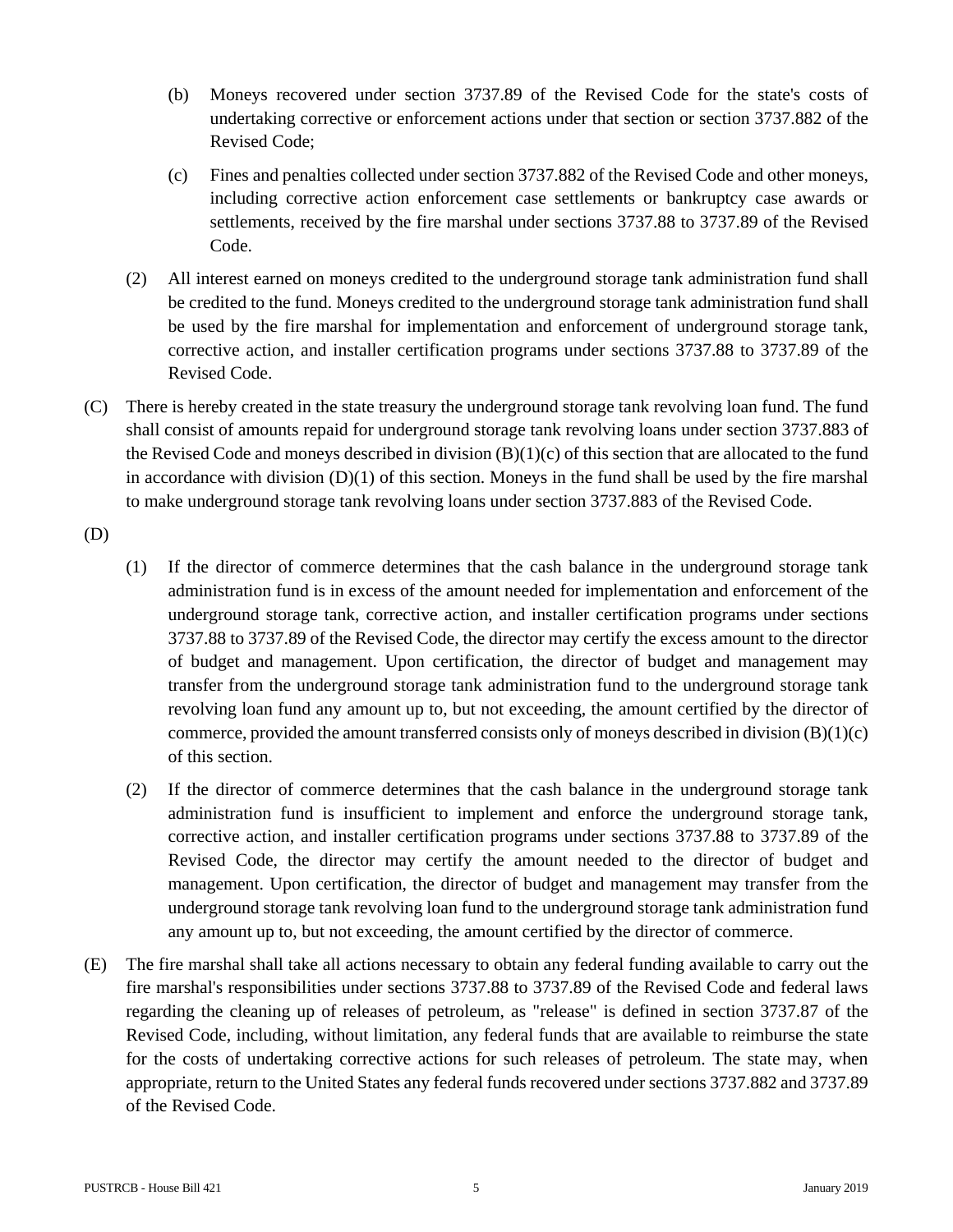(b) Moneys recovered under section 3737.89 of the Revised Code for the state's costs of undertaking corrective or enforcement actions under that section or section 3737.882 of the Revised Code;

(c) Fines and penalties collected under section 3737.882 of the Revised Code and other moneys, including corrective action enforcement case settlements or bankruptcy case awards or settlements, received by the fire marshal under sections 3737.88 to 3737.89 of the Revised Code.

(2) All interest earned on moneys credited to the underground storage tank administration fund shall be credited to the fund. Moneys credited to the underground storage tank administration fund shall be used by the fire marshal for implementation and enforcement of underground storage tank, corrective action, and installer certification programs under sections 3737.88 to 3737.89 of the Revised Code.

(C) There is hereby created in the state treasury the underground storage tank revolving loan fund. The fund shall consist of amounts repaid for underground storage tank revolving loans under section 3737.883 of the Revised Code and moneys described in division (B)(1)(c) of this section that are allocated to the fund in accordance with division (D)(1) of this section. Moneys in the fund shall be used by the fire marshal to make underground storage tank revolving loans under section 3737.883 of the Revised Code.

(D)

(1) If the director of commerce determines that the cash balance in the underground storage tank administration fund is in excess of the amount needed for implementation and enforcement of the underground storage tank, corrective action, and installer certification programs under sections 3737.88 to 3737.89 of the Revised Code, the director may certify the excess amount to the director of budget and management. Upon certification, the director of budget and management may transfer from the underground storage tank administration fund to the underground storage tank revolving loan fund any amount up to, but not exceeding, the amount certified by the director of commerce, provided the amount transferred consists only of moneys described in division (B)(1)(c) of this section.

(2) If the director of commerce determines that the cash balance in the underground storage tank administration fund is insufficient to implement and enforce the underground storage tank, corrective action, and installer certification programs under sections 3737.88 to 3737.89 of the Revised Code, the director may certify the amount needed to the director of budget and management. Upon certification, the director of budget and management may transfer from the underground storage tank revolving loan fund to the underground storage tank administration fund any amount up to, but not exceeding, the amount certified by the director of commerce.

(E) The fire marshal shall take all actions necessary to obtain any federal funding available to carry out the fire marshal's responsibilities under sections 3737.88 to 3737.89 of the Revised Code and federal laws regarding the cleaning up of releases of petroleum, as "release" is defined in section 3737.87 of the Revised Code, including, without limitation, any federal funds that are available to reimburse the state for the costs of undertaking corrective actions for such releases of petroleum. The state may, when appropriate, return to the United States any federal funds recovered under sections 3737.882 and 3737.89 of the Revised Code.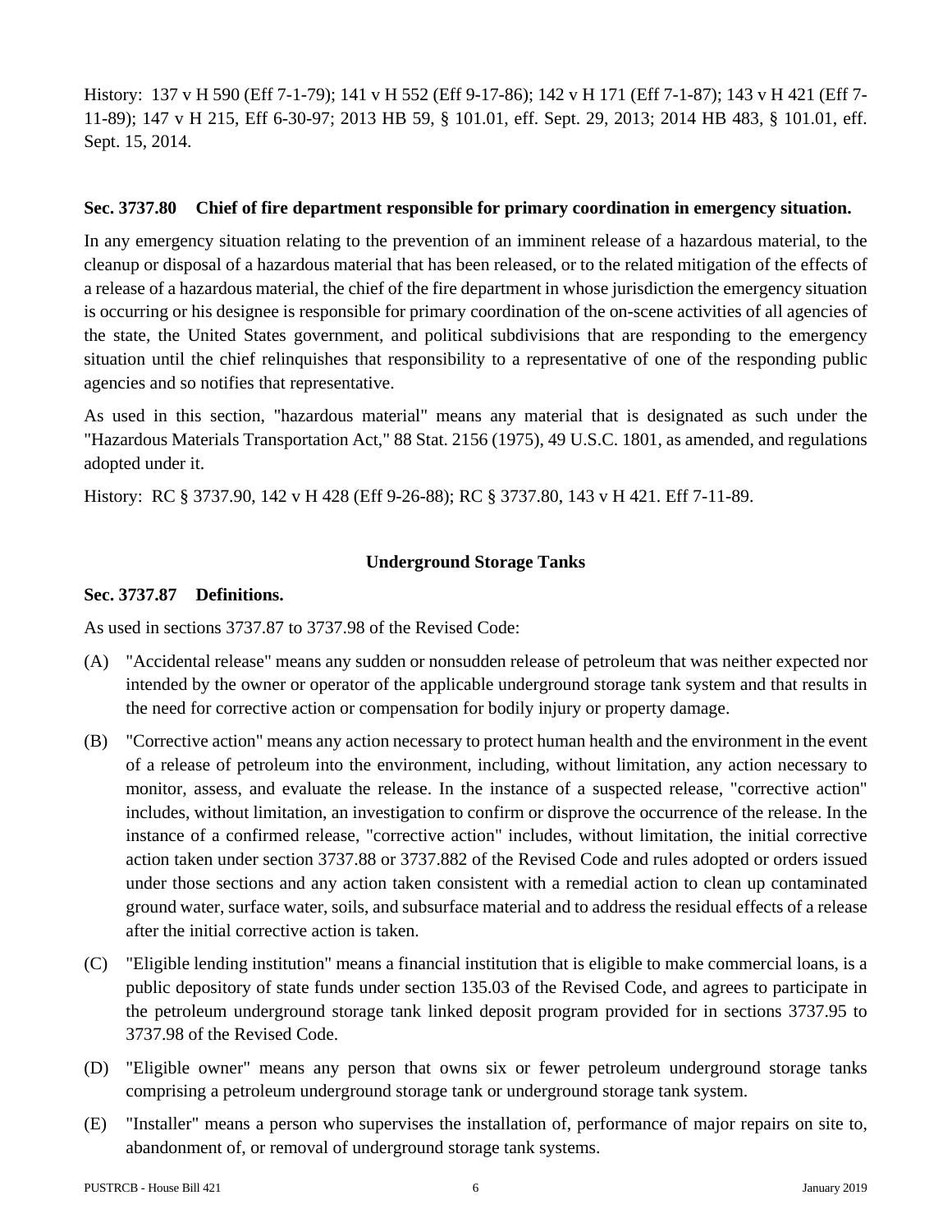History: 137 v H 590 (Eff 7-1-79); 141 v H 552 (Eff 9-17-86); 142 v H 171 (Eff 7-1-87); 143 v H 421 (Eff 7-11-89); 147 v H 215, Eff 6-30-97; 2013 HB 59, § 101.01, eff. Sept. 29, 2013; 2014 HB 483, § 101.01, eff. Sept. 15, 2014.

**Sec. 3737.80 Chief of fire department responsible for primary coordination in emergency situation.**

In any emergency situation relating to the prevention of an imminent release of a hazardous material, to the cleanup or disposal of a hazardous material that has been released, or to the related mitigation of the effects of a release of a hazardous material, the chief of the fire department in whose jurisdiction the emergency situation is occurring or his designee is responsible for primary coordination of the on-scene activities of all agencies of the state, the United States government, and political subdivisions that are responding to the emergency situation until the chief relinquishes that responsibility to a representative of one of the responding public agencies and so notifies that representative.

As used in this section, "hazardous material" means any material that is designated as such under the "Hazardous Materials Transportation Act," 88 Stat. 2156 (1975), 49 U.S.C. 1801, as amended, and regulations adopted under it.

History: RC § 3737.90, 142 v H 428 (Eff 9-26-88); RC § 3737.80, 143 v H 421. Eff 7-11-89.

## Underground Storage Tanks

**Sec. 3737.87 Definitions.**

As used in sections 3737.87 to 3737.98 of the Revised Code:

(A) "Accidental release" means any sudden or nonsudden release of petroleum that was neither expected nor intended by the owner or operator of the applicable underground storage tank system and that results in the need for corrective action or compensation for bodily injury or property damage.

(B) "Corrective action" means any action necessary to protect human health and the environment in the event of a release of petroleum into the environment, including, without limitation, any action necessary to monitor, assess, and evaluate the release. In the instance of a suspected release, "corrective action" includes, without limitation, an investigation to confirm or disprove the occurrence of the release. In the instance of a confirmed release, "corrective action" includes, without limitation, the initial corrective action taken under section 3737.88 or 3737.882 of the Revised Code and rules adopted or orders issued under those sections and any action taken consistent with a remedial action to clean up contaminated ground water, surface water, soils, and subsurface material and to address the residual effects of a release after the initial corrective action is taken.

(C) "Eligible lending institution" means a financial institution that is eligible to make commercial loans, is a public depository of state funds under section 135.03 of the Revised Code, and agrees to participate in the petroleum underground storage tank linked deposit program provided for in sections 3737.95 to 3737.98 of the Revised Code.

(D) "Eligible owner" means any person that owns six or fewer petroleum underground storage tanks comprising a petroleum underground storage tank or underground storage tank system.

(E) "Installer" means a person who supervises the installation of, performance of major repairs on site to, abandonment of, or removal of underground storage tank systems.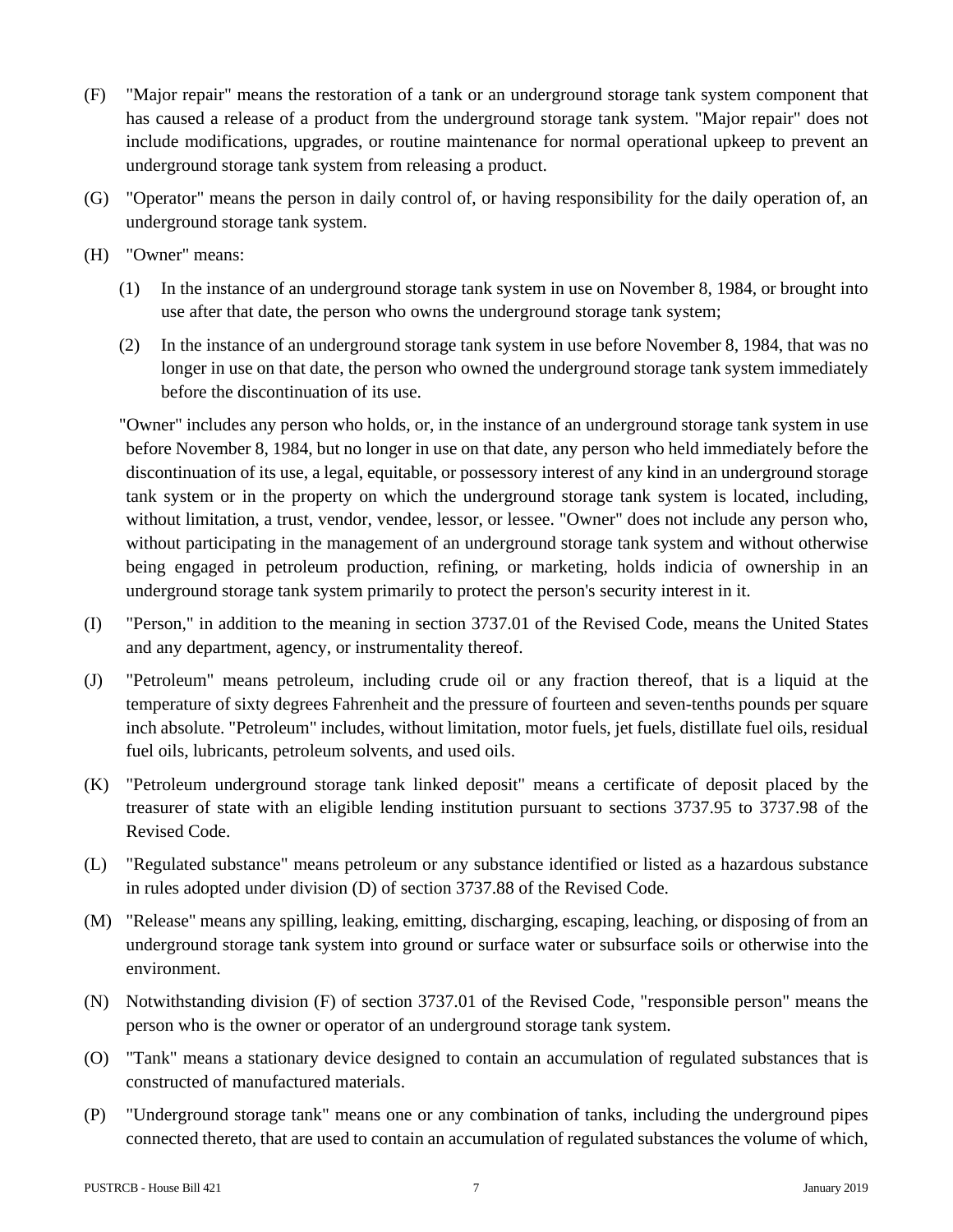(F) "Major repair" means the restoration of a tank or an underground storage tank system component that has caused a release of a product from the underground storage tank system. "Major repair" does not include modifications, upgrades, or routine maintenance for normal operational upkeep to prevent an underground storage tank system from releasing a product.

(G) "Operator" means the person in daily control of, or having responsibility for the daily operation of, an underground storage tank system.

(H) "Owner" means:

(1) In the instance of an underground storage tank system in use on November 8, 1984, or brought into use after that date, the person who owns the underground storage tank system;

(2) In the instance of an underground storage tank system in use before November 8, 1984, that was no longer in use on that date, the person who owned the underground storage tank system immediately before the discontinuation of its use.

"Owner" includes any person who holds, or, in the instance of an underground storage tank system in use before November 8, 1984, but no longer in use on that date, any person who held immediately before the discontinuation of its use, a legal, equitable, or possessory interest of any kind in an underground storage tank system or in the property on which the underground storage tank system is located, including, without limitation, a trust, vendor, vendee, lessor, or lessee. "Owner" does not include any person who, without participating in the management of an underground storage tank system and without otherwise being engaged in petroleum production, refining, or marketing, holds indicia of ownership in an underground storage tank system primarily to protect the person's security interest in it.

(I) "Person," in addition to the meaning in section 3737.01 of the Revised Code, means the United States and any department, agency, or instrumentality thereof.

(J) "Petroleum" means petroleum, including crude oil or any fraction thereof, that is a liquid at the temperature of sixty degrees Fahrenheit and the pressure of fourteen and seven-tenths pounds per square inch absolute. "Petroleum" includes, without limitation, motor fuels, jet fuels, distillate fuel oils, residual fuel oils, lubricants, petroleum solvents, and used oils.

(K) "Petroleum underground storage tank linked deposit" means a certificate of deposit placed by the treasurer of state with an eligible lending institution pursuant to sections 3737.95 to 3737.98 of the Revised Code.

(L) "Regulated substance" means petroleum or any substance identified or listed as a hazardous substance in rules adopted under division (D) of section 3737.88 of the Revised Code.

(M) "Release" means any spilling, leaking, emitting, discharging, escaping, leaching, or disposing of from an underground storage tank system into ground or surface water or subsurface soils or otherwise into the environment.

(N) Notwithstanding division (F) of section 3737.01 of the Revised Code, "responsible person" means the person who is the owner or operator of an underground storage tank system.

(O) "Tank" means a stationary device designed to contain an accumulation of regulated substances that is constructed of manufactured materials.

(P) "Underground storage tank" means one or any combination of tanks, including the underground pipes connected thereto, that are used to contain an accumulation of regulated substances the volume of which,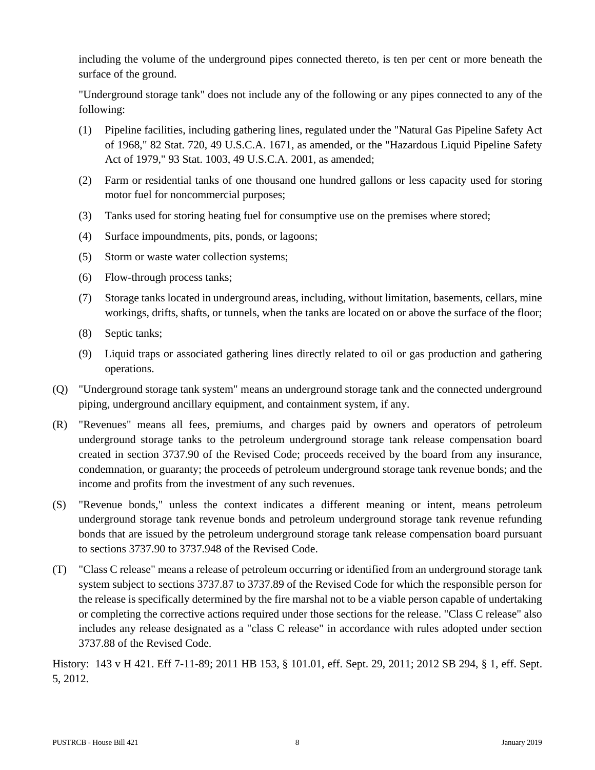including the volume of the underground pipes connected thereto, is ten per cent or more beneath the surface of the ground.

"Underground storage tank" does not include any of the following or any pipes connected to any of the following:

(1) Pipeline facilities, including gathering lines, regulated under the "Natural Gas Pipeline Safety Act of 1968," 82 Stat. 720, 49 U.S.C.A. 1671, as amended, or the "Hazardous Liquid Pipeline Safety Act of 1979," 93 Stat. 1003, 49 U.S.C.A. 2001, as amended;

(2) Farm or residential tanks of one thousand one hundred gallons or less capacity used for storing motor fuel for noncommercial purposes;

(3) Tanks used for storing heating fuel for consumptive use on the premises where stored;

(4) Surface impoundments, pits, ponds, or lagoons;

(5) Storm or waste water collection systems;

(6) Flow-through process tanks;

(7) Storage tanks located in underground areas, including, without limitation, basements, cellars, mine workings, drifts, shafts, or tunnels, when the tanks are located on or above the surface of the floor;

(8) Septic tanks;

(9) Liquid traps or associated gathering lines directly related to oil or gas production and gathering operations.

(Q) "Underground storage tank system" means an underground storage tank and the connected underground piping, underground ancillary equipment, and containment system, if any.

(R) "Revenues" means all fees, premiums, and charges paid by owners and operators of petroleum underground storage tanks to the petroleum underground storage tank release compensation board created in section 3737.90 of the Revised Code; proceeds received by the board from any insurance, condemnation, or guaranty; the proceeds of petroleum underground storage tank revenue bonds; and the income and profits from the investment of any such revenues.

(S) "Revenue bonds," unless the context indicates a different meaning or intent, means petroleum underground storage tank revenue bonds and petroleum underground storage tank revenue refunding bonds that are issued by the petroleum underground storage tank release compensation board pursuant to sections 3737.90 to 3737.948 of the Revised Code.

(T) "Class C release" means a release of petroleum occurring or identified from an underground storage tank system subject to sections 3737.87 to 3737.89 of the Revised Code for which the responsible person for the release is specifically determined by the fire marshal not to be a viable person capable of undertaking or completing the corrective actions required under those sections for the release. "Class C release" also includes any release designated as a "class C release" in accordance with rules adopted under section 3737.88 of the Revised Code.

History: 143 v H 421. Eff 7-11-89; 2011 HB 153, § 101.01, eff. Sept. 29, 2011; 2012 SB 294, § 1, eff. Sept. 5, 2012.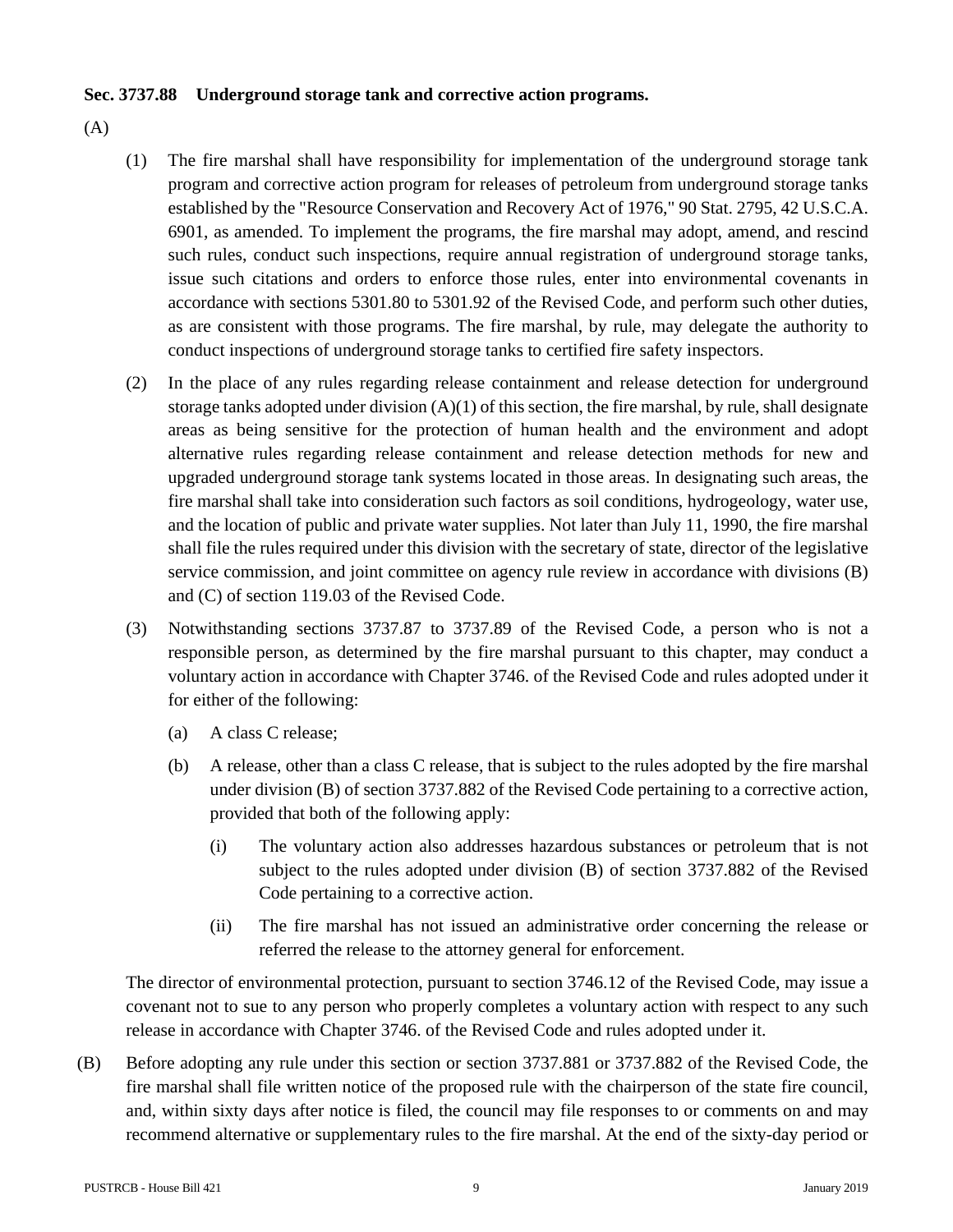**Sec. 3737.88 Underground storage tank and corrective action programs.**

(A)

(1) The fire marshal shall have responsibility for implementation of the underground storage tank program and corrective action program for releases of petroleum from underground storage tanks established by the "Resource Conservation and Recovery Act of 1976," 90 Stat. 2795, 42 U.S.C.A. 6901, as amended. To implement the programs, the fire marshal may adopt, amend, and rescind such rules, conduct such inspections, require annual registration of underground storage tanks, issue such citations and orders to enforce those rules, enter into environmental covenants in accordance with sections 5301.80 to 5301.92 of the Revised Code, and perform such other duties, as are consistent with those programs. The fire marshal, by rule, may delegate the authority to conduct inspections of underground storage tanks to certified fire safety inspectors.

(2) In the place of any rules regarding release containment and release detection for underground storage tanks adopted under division (A)(1) of this section, the fire marshal, by rule, shall designate areas as being sensitive for the protection of human health and the environment and adopt alternative rules regarding release containment and release detection methods for new and upgraded underground storage tank systems located in those areas. In designating such areas, the fire marshal shall take into consideration such factors as soil conditions, hydrogeology, water use, and the location of public and private water supplies. Not later than July 11, 1990, the fire marshal shall file the rules required under this division with the secretary of state, director of the legislative service commission, and joint committee on agency rule review in accordance with divisions (B) and (C) of section 119.03 of the Revised Code.

(3) Notwithstanding sections 3737.87 to 3737.89 of the Revised Code, a person who is not a responsible person, as determined by the fire marshal pursuant to this chapter, may conduct a voluntary action in accordance with Chapter 3746. of the Revised Code and rules adopted under it for either of the following:

(a) A class C release;

(b) A release, other than a class C release, that is subject to the rules adopted by the fire marshal under division (B) of section 3737.882 of the Revised Code pertaining to a corrective action, provided that both of the following apply:

(i) The voluntary action also addresses hazardous substances or petroleum that is not subject to the rules adopted under division (B) of section 3737.882 of the Revised Code pertaining to a corrective action.

(ii) The fire marshal has not issued an administrative order concerning the release or referred the release to the attorney general for enforcement.

The director of environmental protection, pursuant to section 3746.12 of the Revised Code, may issue a covenant not to sue to any person who properly completes a voluntary action with respect to any such release in accordance with Chapter 3746. of the Revised Code and rules adopted under it.

(B) Before adopting any rule under this section or section 3737.881 or 3737.882 of the Revised Code, the fire marshal shall file written notice of the proposed rule with the chairperson of the state fire council, and, within sixty days after notice is filed, the council may file responses to or comments on and may recommend alternative or supplementary rules to the fire marshal. At the end of the sixty-day period or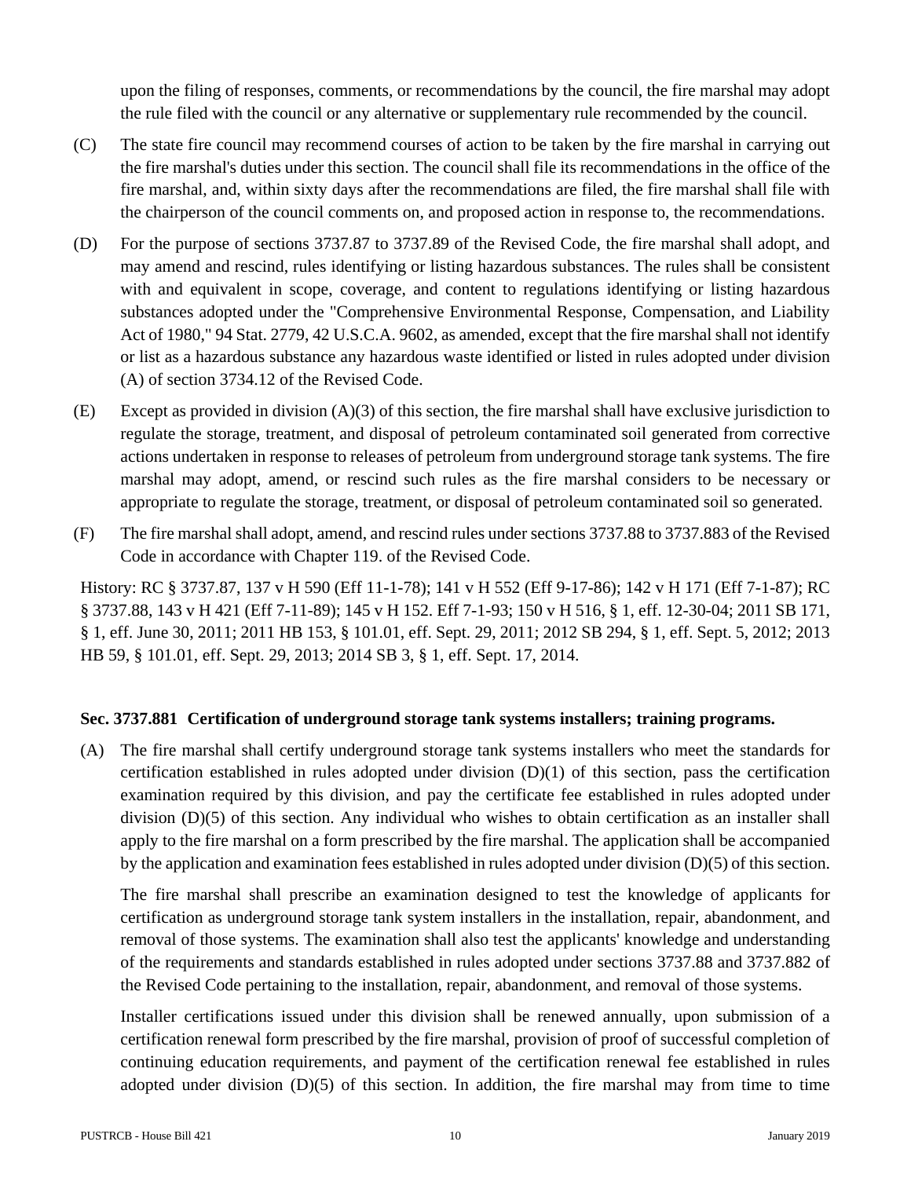upon the filing of responses, comments, or recommendations by the council, the fire marshal may adopt the rule filed with the council or any alternative or supplementary rule recommended by the council.

(C) The state fire council may recommend courses of action to be taken by the fire marshal in carrying out the fire marshal's duties under this section. The council shall file its recommendations in the office of the fire marshal, and, within sixty days after the recommendations are filed, the fire marshal shall file with the chairperson of the council comments on, and proposed action in response to, the recommendations.

(D) For the purpose of sections 3737.87 to 3737.89 of the Revised Code, the fire marshal shall adopt, and may amend and rescind, rules identifying or listing hazardous substances. The rules shall be consistent with and equivalent in scope, coverage, and content to regulations identifying or listing hazardous substances adopted under the "Comprehensive Environmental Response, Compensation, and Liability Act of 1980," 94 Stat. 2779, 42 U.S.C.A. 9602, as amended, except that the fire marshal shall not identify or list as a hazardous substance any hazardous waste identified or listed in rules adopted under division (A) of section 3734.12 of the Revised Code.

(E) Except as provided in division (A)(3) of this section, the fire marshal shall have exclusive jurisdiction to regulate the storage, treatment, and disposal of petroleum contaminated soil generated from corrective actions undertaken in response to releases of petroleum from underground storage tank systems. The fire marshal may adopt, amend, or rescind such rules as the fire marshal considers to be necessary or appropriate to regulate the storage, treatment, or disposal of petroleum contaminated soil so generated.

(F) The fire marshal shall adopt, amend, and rescind rules under sections 3737.88 to 3737.883 of the Revised Code in accordance with Chapter 119. of the Revised Code.

History: RC § 3737.87, 137 v H 590 (Eff 11-1-78); 141 v H 552 (Eff 9-17-86); 142 v H 171 (Eff 7-1-87); RC § 3737.88, 143 v H 421 (Eff 7-11-89); 145 v H 152. Eff 7-1-93; 150 v H 516, § 1, eff. 12-30-04; 2011 SB 171, § 1, eff. June 30, 2011; 2011 HB 153, § 101.01, eff. Sept. 29, 2011; 2012 SB 294, § 1, eff. Sept. 5, 2012; 2013 HB 59, § 101.01, eff. Sept. 29, 2013; 2014 SB 3, § 1, eff. Sept. 17, 2014.

### Sec. 3737.881 Certification of underground storage tank systems installers; training programs.

(A) The fire marshal shall certify underground storage tank systems installers who meet the standards for certification established in rules adopted under division (D)(1) of this section, pass the certification examination required by this division, and pay the certificate fee established in rules adopted under division (D)(5) of this section. Any individual who wishes to obtain certification as an installer shall apply to the fire marshal on a form prescribed by the fire marshal. The application shall be accompanied by the application and examination fees established in rules adopted under division (D)(5) of this section.

The fire marshal shall prescribe an examination designed to test the knowledge of applicants for certification as underground storage tank system installers in the installation, repair, abandonment, and removal of those systems. The examination shall also test the applicants' knowledge and understanding of the requirements and standards established in rules adopted under sections 3737.88 and 3737.882 of the Revised Code pertaining to the installation, repair, abandonment, and removal of those systems.

Installer certifications issued under this division shall be renewed annually, upon submission of a certification renewal form prescribed by the fire marshal, provision of proof of successful completion of continuing education requirements, and payment of the certification renewal fee established in rules adopted under division (D)(5) of this section. In addition, the fire marshal may from time to time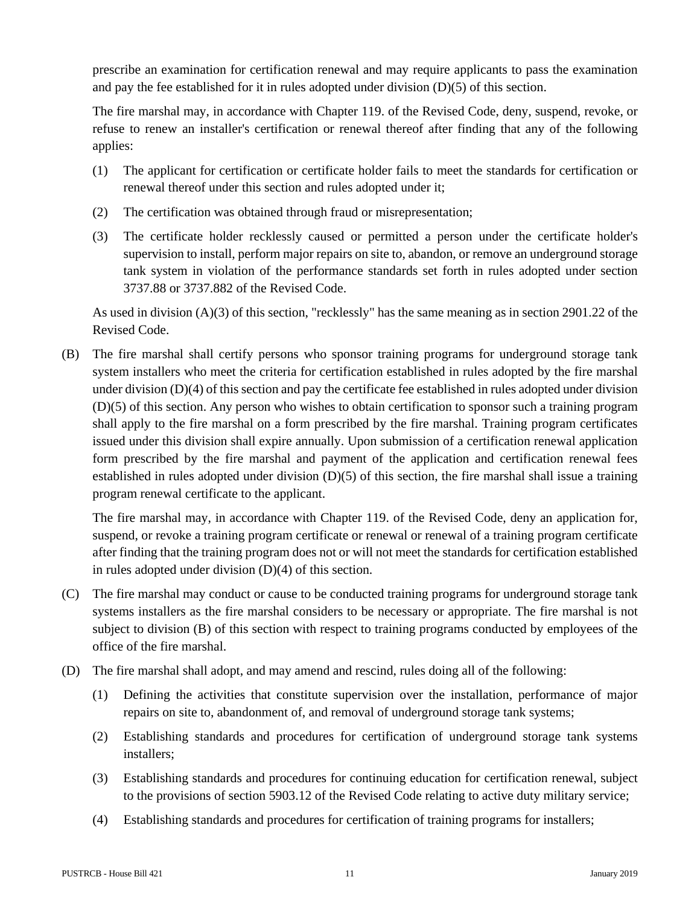prescribe an examination for certification renewal and may require applicants to pass the examination and pay the fee established for it in rules adopted under division (D)(5) of this section.

The fire marshal may, in accordance with Chapter 119. of the Revised Code, deny, suspend, revoke, or refuse to renew an installer's certification or renewal thereof after finding that any of the following applies:

(1) The applicant for certification or certificate holder fails to meet the standards for certification or renewal thereof under this section and rules adopted under it;

(2) The certification was obtained through fraud or misrepresentation;

(3) The certificate holder recklessly caused or permitted a person under the certificate holder's supervision to install, perform major repairs on site to, abandon, or remove an underground storage tank system in violation of the performance standards set forth in rules adopted under section 3737.88 or 3737.882 of the Revised Code.

As used in division (A)(3) of this section, "recklessly" has the same meaning as in section 2901.22 of the Revised Code.

(B) The fire marshal shall certify persons who sponsor training programs for underground storage tank system installers who meet the criteria for certification established in rules adopted by the fire marshal under division (D)(4) of this section and pay the certificate fee established in rules adopted under division (D)(5) of this section. Any person who wishes to obtain certification to sponsor such a training program shall apply to the fire marshal on a form prescribed by the fire marshal. Training program certificates issued under this division shall expire annually. Upon submission of a certification renewal application form prescribed by the fire marshal and payment of the application and certification renewal fees established in rules adopted under division (D)(5) of this section, the fire marshal shall issue a training program renewal certificate to the applicant.

The fire marshal may, in accordance with Chapter 119. of the Revised Code, deny an application for, suspend, or revoke a training program certificate or renewal or renewal of a training program certificate after finding that the training program does not or will not meet the standards for certification established in rules adopted under division (D)(4) of this section.

(C) The fire marshal may conduct or cause to be conducted training programs for underground storage tank systems installers as the fire marshal considers to be necessary or appropriate. The fire marshal is not subject to division (B) of this section with respect to training programs conducted by employees of the office of the fire marshal.

(D) The fire marshal shall adopt, and may amend and rescind, rules doing all of the following:

(1) Defining the activities that constitute supervision over the installation, performance of major repairs on site to, abandonment of, and removal of underground storage tank systems;

(2) Establishing standards and procedures for certification of underground storage tank systems installers;

(3) Establishing standards and procedures for continuing education for certification renewal, subject to the provisions of section 5903.12 of the Revised Code relating to active duty military service;

(4) Establishing standards and procedures for certification of training programs for installers;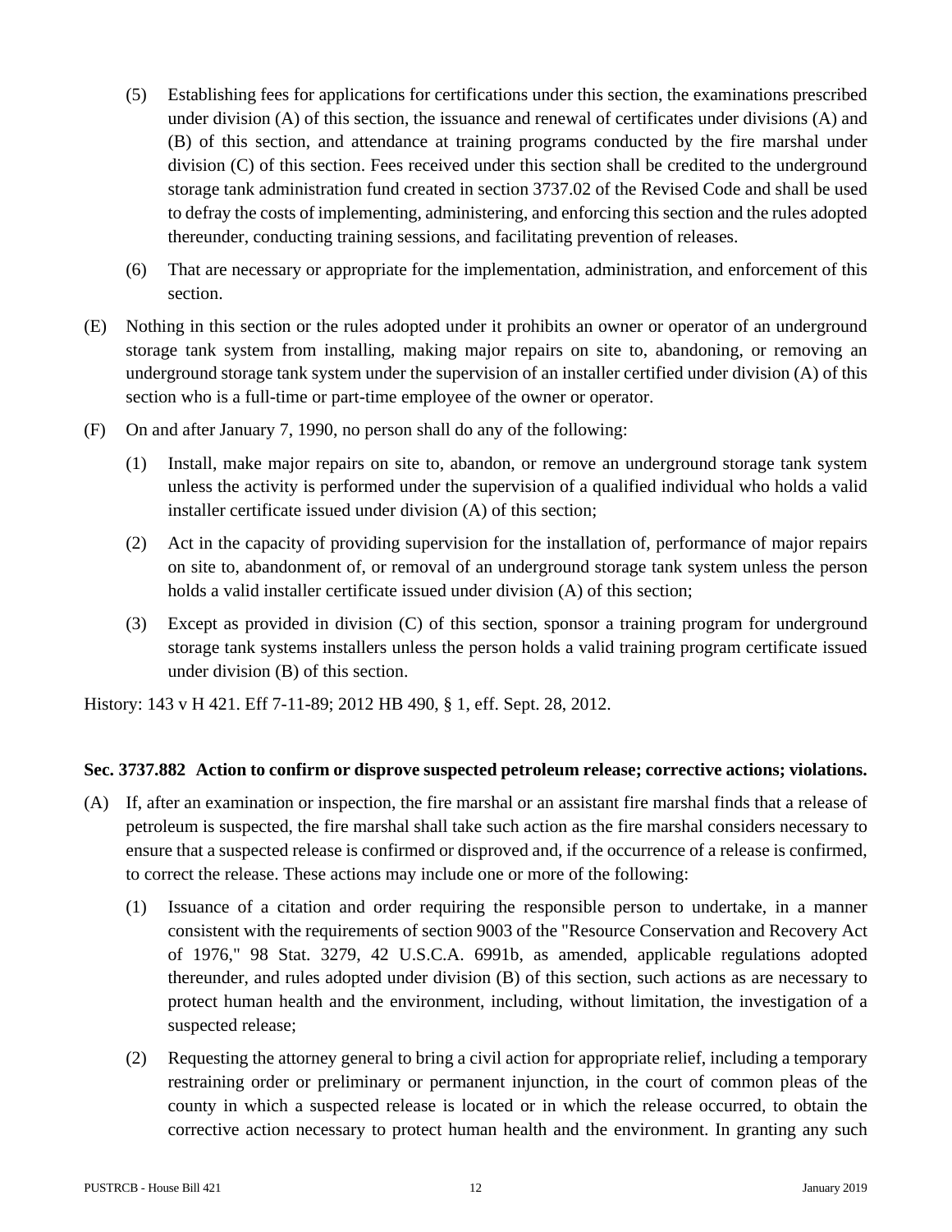(5) Establishing fees for applications for certifications under this section, the examinations prescribed under division (A) of this section, the issuance and renewal of certificates under divisions (A) and (B) of this section, and attendance at training programs conducted by the fire marshal under division (C) of this section. Fees received under this section shall be credited to the underground storage tank administration fund created in section 3737.02 of the Revised Code and shall be used to defray the costs of implementing, administering, and enforcing this section and the rules adopted thereunder, conducting training sessions, and facilitating prevention of releases.

(6) That are necessary or appropriate for the implementation, administration, and enforcement of this section.

(E) Nothing in this section or the rules adopted under it prohibits an owner or operator of an underground storage tank system from installing, making major repairs on site to, abandoning, or removing an underground storage tank system under the supervision of an installer certified under division (A) of this section who is a full-time or part-time employee of the owner or operator.

(F) On and after January 7, 1990, no person shall do any of the following:

(1) Install, make major repairs on site to, abandon, or remove an underground storage tank system unless the activity is performed under the supervision of a qualified individual who holds a valid installer certificate issued under division (A) of this section;

(2) Act in the capacity of providing supervision for the installation of, performance of major repairs on site to, abandonment of, or removal of an underground storage tank system unless the person holds a valid installer certificate issued under division (A) of this section;

(3) Except as provided in division (C) of this section, sponsor a training program for underground storage tank systems installers unless the person holds a valid training program certificate issued under division (B) of this section.

History: 143 v H 421. Eff 7-11-89; 2012 HB 490, § 1, eff. Sept. 28, 2012.

**Sec. 3737.882 Action to confirm or disprove suspected petroleum release; corrective actions; violations.**

(A) If, after an examination or inspection, the fire marshal or an assistant fire marshal finds that a release of petroleum is suspected, the fire marshal shall take such action as the fire marshal considers necessary to ensure that a suspected release is confirmed or disproved and, if the occurrence of a release is confirmed, to correct the release. These actions may include one or more of the following:

(1) Issuance of a citation and order requiring the responsible person to undertake, in a manner consistent with the requirements of section 9003 of the "Resource Conservation and Recovery Act of 1976," 98 Stat. 3279, 42 U.S.C.A. 6991b, as amended, applicable regulations adopted thereunder, and rules adopted under division (B) of this section, such actions as are necessary to protect human health and the environment, including, without limitation, the investigation of a suspected release;

(2) Requesting the attorney general to bring a civil action for appropriate relief, including a temporary restraining order or preliminary or permanent injunction, in the court of common pleas of the county in which a suspected release is located or in which the release occurred, to obtain the corrective action necessary to protect human health and the environment. In granting any such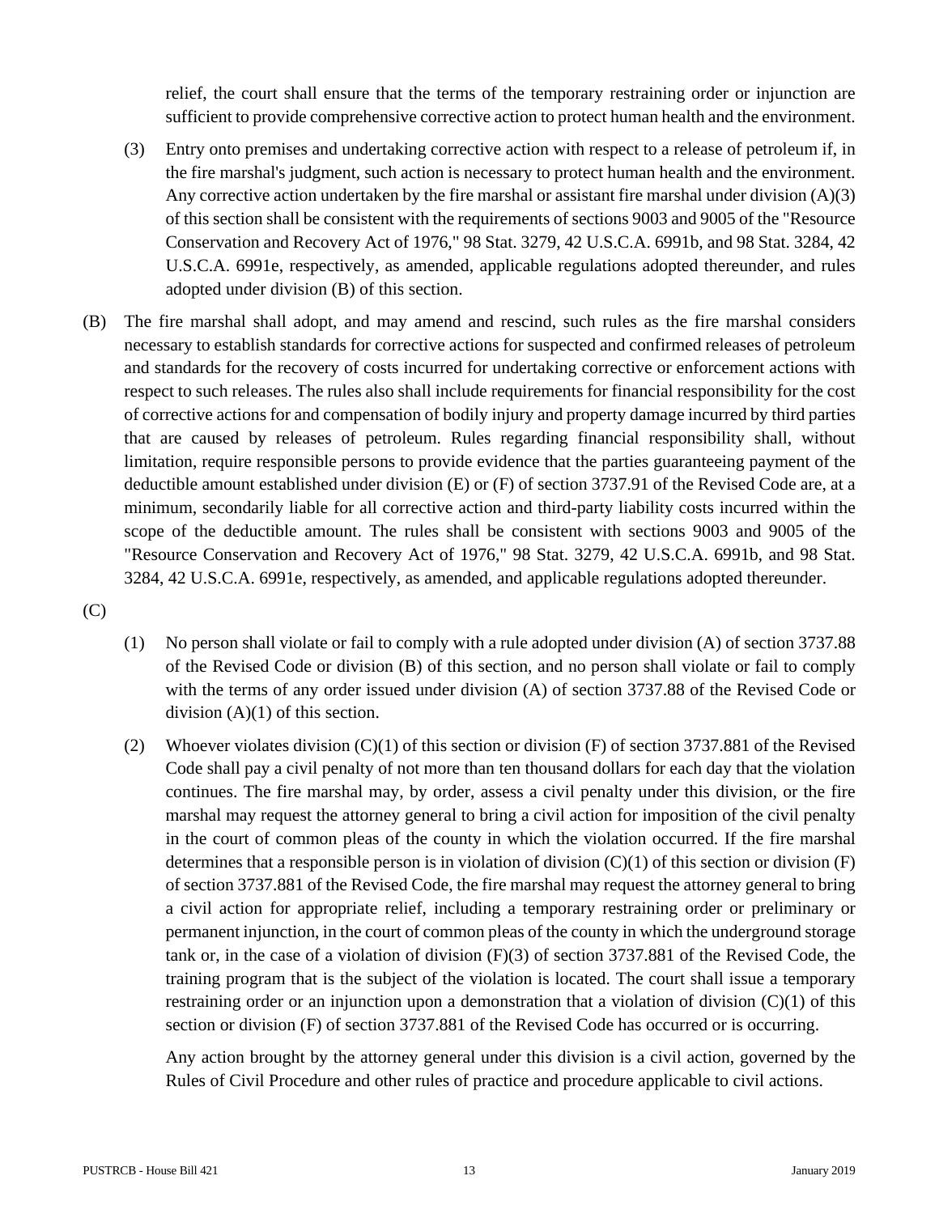relief, the court shall ensure that the terms of the temporary restraining order or injunction are sufficient to provide comprehensive corrective action to protect human health and the environment.

(3) Entry onto premises and undertaking corrective action with respect to a release of petroleum if, in the fire marshal's judgment, such action is necessary to protect human health and the environment. Any corrective action undertaken by the fire marshal or assistant fire marshal under division (A)(3) of this section shall be consistent with the requirements of sections 9003 and 9005 of the "Resource Conservation and Recovery Act of 1976," 98 Stat. 3279, 42 U.S.C.A. 6991b, and 98 Stat. 3284, 42 U.S.C.A. 6991e, respectively, as amended, applicable regulations adopted thereunder, and rules adopted under division (B) of this section.

(B) The fire marshal shall adopt, and may amend and rescind, such rules as the fire marshal considers necessary to establish standards for corrective actions for suspected and confirmed releases of petroleum and standards for the recovery of costs incurred for undertaking corrective or enforcement actions with respect to such releases. The rules also shall include requirements for financial responsibility for the cost of corrective actions for and compensation of bodily injury and property damage incurred by third parties that are caused by releases of petroleum. Rules regarding financial responsibility shall, without limitation, require responsible persons to provide evidence that the parties guaranteeing payment of the deductible amount established under division (E) or (F) of section 3737.91 of the Revised Code are, at a minimum, secondarily liable for all corrective action and third-party liability costs incurred within the scope of the deductible amount. The rules shall be consistent with sections 9003 and 9005 of the "Resource Conservation and Recovery Act of 1976," 98 Stat. 3279, 42 U.S.C.A. 6991b, and 98 Stat. 3284, 42 U.S.C.A. 6991e, respectively, as amended, and applicable regulations adopted thereunder.

(C)

(1) No person shall violate or fail to comply with a rule adopted under division (A) of section 3737.88 of the Revised Code or division (B) of this section, and no person shall violate or fail to comply with the terms of any order issued under division (A) of section 3737.88 of the Revised Code or division (A)(1) of this section.

(2) Whoever violates division (C)(1) of this section or division (F) of section 3737.881 of the Revised Code shall pay a civil penalty of not more than ten thousand dollars for each day that the violation continues. The fire marshal may, by order, assess a civil penalty under this division, or the fire marshal may request the attorney general to bring a civil action for imposition of the civil penalty in the court of common pleas of the county in which the violation occurred. If the fire marshal determines that a responsible person is in violation of division (C)(1) of this section or division (F) of section 3737.881 of the Revised Code, the fire marshal may request the attorney general to bring a civil action for appropriate relief, including a temporary restraining order or preliminary or permanent injunction, in the court of common pleas of the county in which the underground storage tank or, in the case of a violation of division (F)(3) of section 3737.881 of the Revised Code, the training program that is the subject of the violation is located. The court shall issue a temporary restraining order or an injunction upon a demonstration that a violation of division (C)(1) of this section or division (F) of section 3737.881 of the Revised Code has occurred or is occurring.

Any action brought by the attorney general under this division is a civil action, governed by the Rules of Civil Procedure and other rules of practice and procedure applicable to civil actions.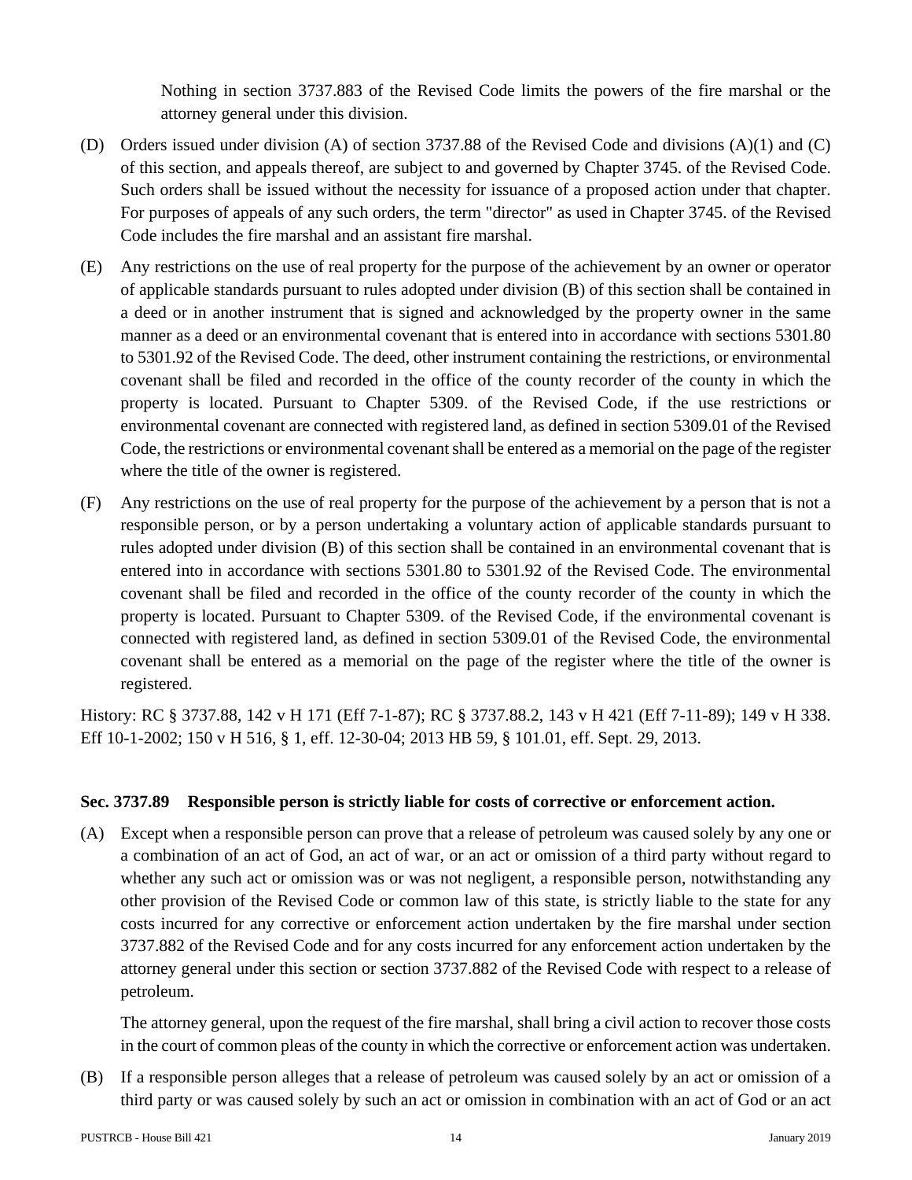Nothing in section 3737.883 of the Revised Code limits the powers of the fire marshal or the attorney general under this division.

(D) Orders issued under division (A) of section 3737.88 of the Revised Code and divisions (A)(1) and (C) of this section, and appeals thereof, are subject to and governed by Chapter 3745. of the Revised Code. Such orders shall be issued without the necessity for issuance of a proposed action under that chapter. For purposes of appeals of any such orders, the term "director" as used in Chapter 3745. of the Revised Code includes the fire marshal and an assistant fire marshal.

(E) Any restrictions on the use of real property for the purpose of the achievement by an owner or operator of applicable standards pursuant to rules adopted under division (B) of this section shall be contained in a deed or in another instrument that is signed and acknowledged by the property owner in the same manner as a deed or an environmental covenant that is entered into in accordance with sections 5301.80 to 5301.92 of the Revised Code. The deed, other instrument containing the restrictions, or environmental covenant shall be filed and recorded in the office of the county recorder of the county in which the property is located. Pursuant to Chapter 5309. of the Revised Code, if the use restrictions or environmental covenant are connected with registered land, as defined in section 5309.01 of the Revised Code, the restrictions or environmental covenant shall be entered as a memorial on the page of the register where the title of the owner is registered.

(F) Any restrictions on the use of real property for the purpose of the achievement by a person that is not a responsible person, or by a person undertaking a voluntary action of applicable standards pursuant to rules adopted under division (B) of this section shall be contained in an environmental covenant that is entered into in accordance with sections 5301.80 to 5301.92 of the Revised Code. The environmental covenant shall be filed and recorded in the office of the county recorder of the county in which the property is located. Pursuant to Chapter 5309. of the Revised Code, if the environmental covenant is connected with registered land, as defined in section 5309.01 of the Revised Code, the environmental covenant shall be entered as a memorial on the page of the register where the title of the owner is registered.

History: RC § 3737.88, 142 v H 171 (Eff 7-1-87); RC § 3737.88.2, 143 v H 421 (Eff 7-11-89); 149 v H 338. Eff 10-1-2002; 150 v H 516, § 1, eff. 12-30-04; 2013 HB 59, § 101.01, eff. Sept. 29, 2013.

### Sec. 3737.89 Responsible person is strictly liable for costs of corrective or enforcement action.

(A) Except when a responsible person can prove that a release of petroleum was caused solely by any one or a combination of an act of God, an act of war, or an act or omission of a third party without regard to whether any such act or omission was or was not negligent, a responsible person, notwithstanding any other provision of the Revised Code or common law of this state, is strictly liable to the state for any costs incurred for any corrective or enforcement action undertaken by the fire marshal under section 3737.882 of the Revised Code and for any costs incurred for any enforcement action undertaken by the attorney general under this section or section 3737.882 of the Revised Code with respect to a release of petroleum.

The attorney general, upon the request of the fire marshal, shall bring a civil action to recover those costs in the court of common pleas of the county in which the corrective or enforcement action was undertaken.

(B) If a responsible person alleges that a release of petroleum was caused solely by an act or omission of a third party or was caused solely by such an act or omission in combination with an act of God or an act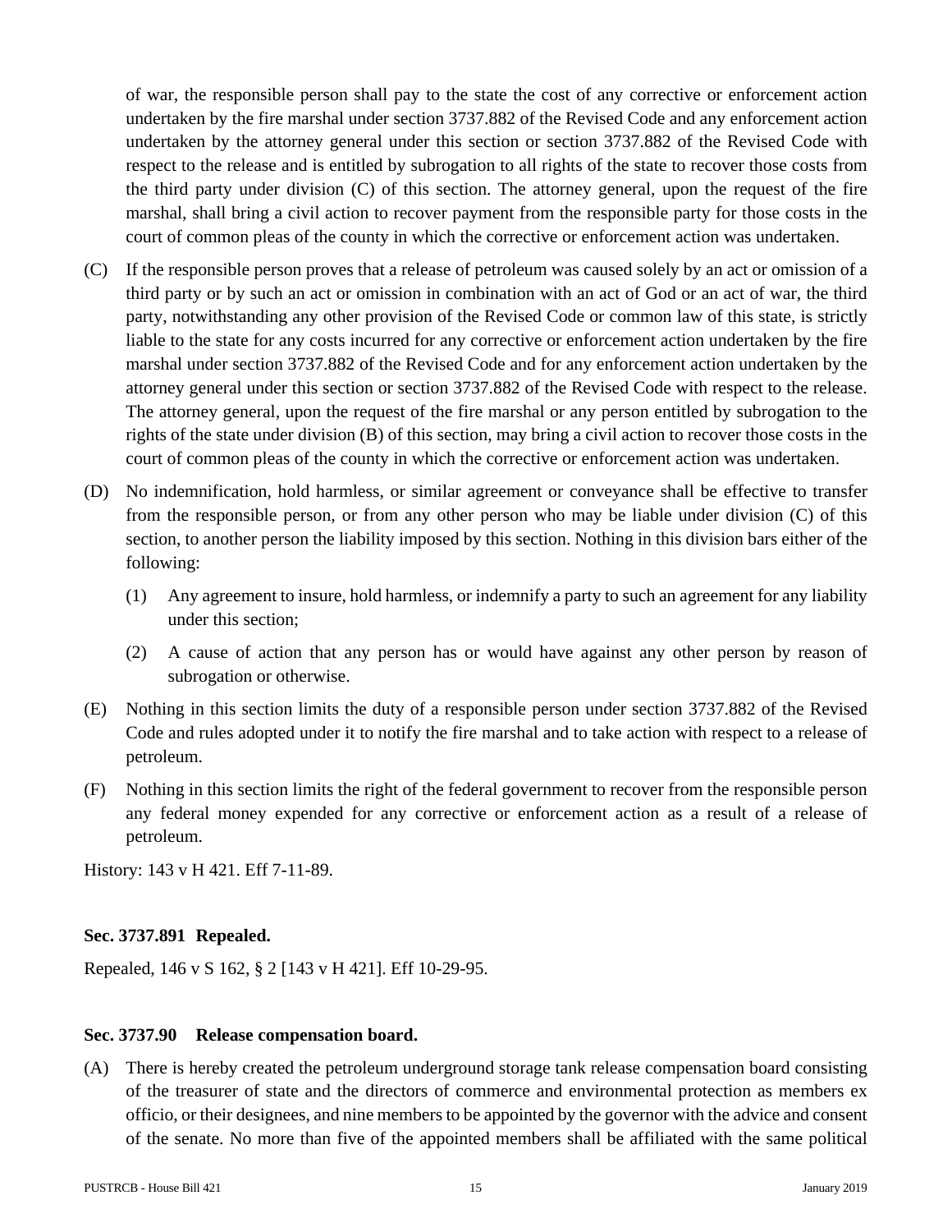of war, the responsible person shall pay to the state the cost of any corrective or enforcement action undertaken by the fire marshal under section 3737.882 of the Revised Code and any enforcement action undertaken by the attorney general under this section or section 3737.882 of the Revised Code with respect to the release and is entitled by subrogation to all rights of the state to recover those costs from the third party under division (C) of this section. The attorney general, upon the request of the fire marshal, shall bring a civil action to recover payment from the responsible party for those costs in the court of common pleas of the county in which the corrective or enforcement action was undertaken.

(C) If the responsible person proves that a release of petroleum was caused solely by an act or omission of a third party or by such an act or omission in combination with an act of God or an act of war, the third party, notwithstanding any other provision of the Revised Code or common law of this state, is strictly liable to the state for any costs incurred for any corrective or enforcement action undertaken by the fire marshal under section 3737.882 of the Revised Code and for any enforcement action undertaken by the attorney general under this section or section 3737.882 of the Revised Code with respect to the release. The attorney general, upon the request of the fire marshal or any person entitled by subrogation to the rights of the state under division (B) of this section, may bring a civil action to recover those costs in the court of common pleas of the county in which the corrective or enforcement action was undertaken.

(D) No indemnification, hold harmless, or similar agreement or conveyance shall be effective to transfer from the responsible person, or from any other person who may be liable under division (C) of this section, to another person the liability imposed by this section. Nothing in this division bars either of the following:

   (1) Any agreement to insure, hold harmless, or indemnify a party to such an agreement for any liability under this section;

   (2) A cause of action that any person has or would have against any other person by reason of subrogation or otherwise.

(E) Nothing in this section limits the duty of a responsible person under section 3737.882 of the Revised Code and rules adopted under it to notify the fire marshal and to take action with respect to a release of petroleum.

(F) Nothing in this section limits the right of the federal government to recover from the responsible person any federal money expended for any corrective or enforcement action as a result of a release of petroleum.

History: 143 v H 421. Eff 7-11-89.

**Sec. 3737.891 Repealed.**

Repealed, 146 v S 162, § 2 [143 v H 421]. Eff 10-29-95.

**Sec. 3737.90 Release compensation board.**

(A) There is hereby created the petroleum underground storage tank release compensation board consisting of the treasurer of state and the directors of commerce and environmental protection as members ex officio, or their designees, and nine members to be appointed by the governor with the advice and consent of the senate. No more than five of the appointed members shall be affiliated with the same political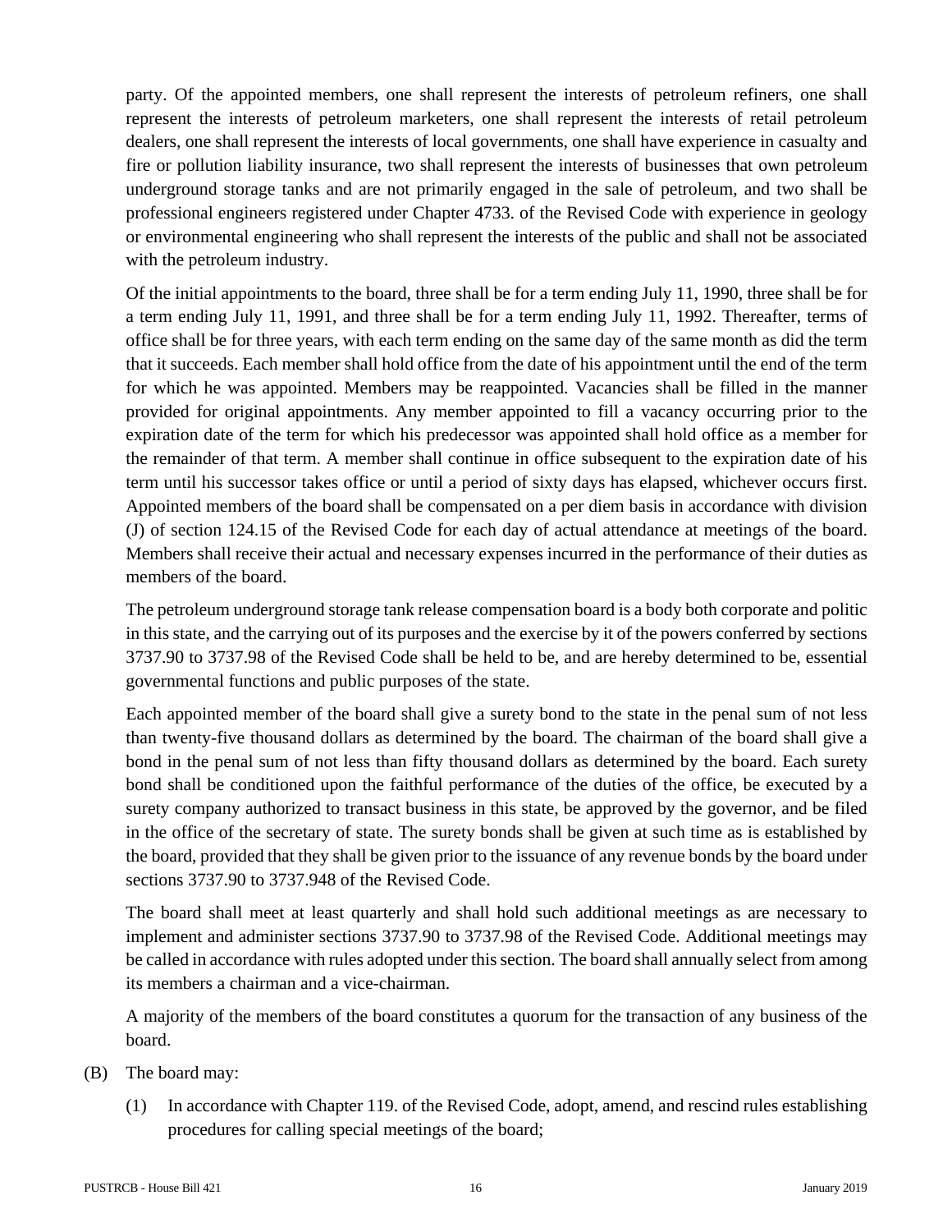party. Of the appointed members, one shall represent the interests of petroleum refiners, one shall represent the interests of petroleum marketers, one shall represent the interests of retail petroleum dealers, one shall represent the interests of local governments, one shall have experience in casualty and fire or pollution liability insurance, two shall represent the interests of businesses that own petroleum underground storage tanks and are not primarily engaged in the sale of petroleum, and two shall be professional engineers registered under Chapter 4733. of the Revised Code with experience in geology or environmental engineering who shall represent the interests of the public and shall not be associated with the petroleum industry.

Of the initial appointments to the board, three shall be for a term ending July 11, 1990, three shall be for a term ending July 11, 1991, and three shall be for a term ending July 11, 1992. Thereafter, terms of office shall be for three years, with each term ending on the same day of the same month as did the term that it succeeds. Each member shall hold office from the date of his appointment until the end of the term for which he was appointed. Members may be reappointed. Vacancies shall be filled in the manner provided for original appointments. Any member appointed to fill a vacancy occurring prior to the expiration date of the term for which his predecessor was appointed shall hold office as a member for the remainder of that term. A member shall continue in office subsequent to the expiration date of his term until his successor takes office or until a period of sixty days has elapsed, whichever occurs first. Appointed members of the board shall be compensated on a per diem basis in accordance with division (J) of section 124.15 of the Revised Code for each day of actual attendance at meetings of the board. Members shall receive their actual and necessary expenses incurred in the performance of their duties as members of the board.

The petroleum underground storage tank release compensation board is a body both corporate and politic in this state, and the carrying out of its purposes and the exercise by it of the powers conferred by sections 3737.90 to 3737.98 of the Revised Code shall be held to be, and are hereby determined to be, essential governmental functions and public purposes of the state.

Each appointed member of the board shall give a surety bond to the state in the penal sum of not less than twenty-five thousand dollars as determined by the board. The chairman of the board shall give a bond in the penal sum of not less than fifty thousand dollars as determined by the board. Each surety bond shall be conditioned upon the faithful performance of the duties of the office, be executed by a surety company authorized to transact business in this state, be approved by the governor, and be filed in the office of the secretary of state. The surety bonds shall be given at such time as is established by the board, provided that they shall be given prior to the issuance of any revenue bonds by the board under sections 3737.90 to 3737.948 of the Revised Code.

The board shall meet at least quarterly and shall hold such additional meetings as are necessary to implement and administer sections 3737.90 to 3737.98 of the Revised Code. Additional meetings may be called in accordance with rules adopted under this section. The board shall annually select from among its members a chairman and a vice-chairman.

A majority of the members of the board constitutes a quorum for the transaction of any business of the board.

(B) The board may:

(1) In accordance with Chapter 119. of the Revised Code, adopt, amend, and rescind rules establishing procedures for calling special meetings of the board;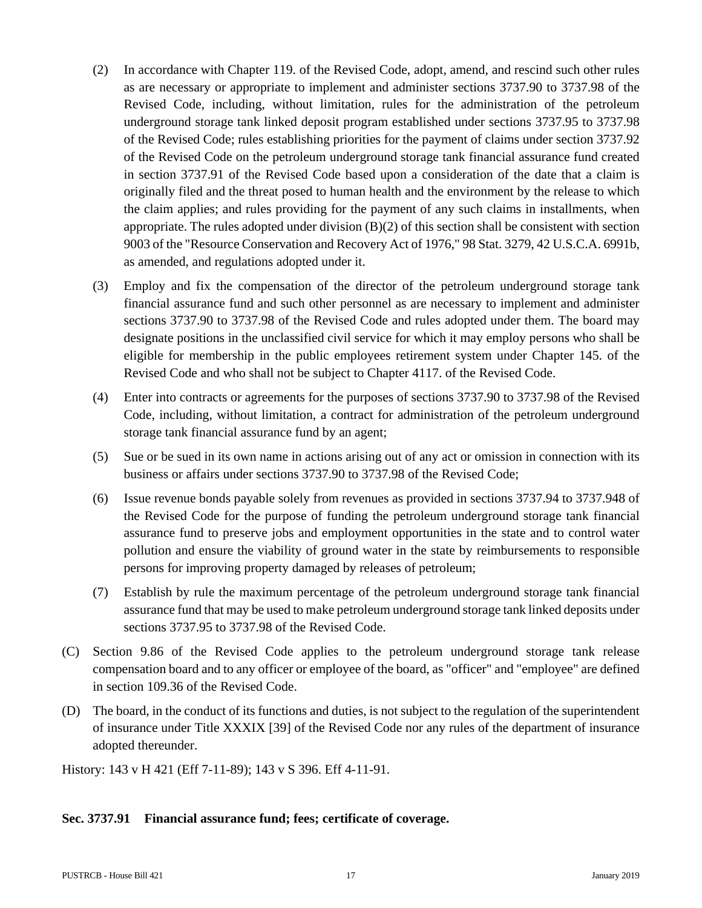(2) In accordance with Chapter 119. of the Revised Code, adopt, amend, and rescind such other rules as are necessary or appropriate to implement and administer sections 3737.90 to 3737.98 of the Revised Code, including, without limitation, rules for the administration of the petroleum underground storage tank linked deposit program established under sections 3737.95 to 3737.98 of the Revised Code; rules establishing priorities for the payment of claims under section 3737.92 of the Revised Code on the petroleum underground storage tank financial assurance fund created in section 3737.91 of the Revised Code based upon a consideration of the date that a claim is originally filed and the threat posed to human health and the environment by the release to which the claim applies; and rules providing for the payment of any such claims in installments, when appropriate. The rules adopted under division (B)(2) of this section shall be consistent with section 9003 of the "Resource Conservation and Recovery Act of 1976," 98 Stat. 3279, 42 U.S.C.A. 6991b, as amended, and regulations adopted under it.

(3) Employ and fix the compensation of the director of the petroleum underground storage tank financial assurance fund and such other personnel as are necessary to implement and administer sections 3737.90 to 3737.98 of the Revised Code and rules adopted under them. The board may designate positions in the unclassified civil service for which it may employ persons who shall be eligible for membership in the public employees retirement system under Chapter 145. of the Revised Code and who shall not be subject to Chapter 4117. of the Revised Code.

(4) Enter into contracts or agreements for the purposes of sections 3737.90 to 3737.98 of the Revised Code, including, without limitation, a contract for administration of the petroleum underground storage tank financial assurance fund by an agent;

(5) Sue or be sued in its own name in actions arising out of any act or omission in connection with its business or affairs under sections 3737.90 to 3737.98 of the Revised Code;

(6) Issue revenue bonds payable solely from revenues as provided in sections 3737.94 to 3737.948 of the Revised Code for the purpose of funding the petroleum underground storage tank financial assurance fund to preserve jobs and employment opportunities in the state and to control water pollution and ensure the viability of ground water in the state by reimbursements to responsible persons for improving property damaged by releases of petroleum;

(7) Establish by rule the maximum percentage of the petroleum underground storage tank financial assurance fund that may be used to make petroleum underground storage tank linked deposits under sections 3737.95 to 3737.98 of the Revised Code.

(C) Section 9.86 of the Revised Code applies to the petroleum underground storage tank release compensation board and to any officer or employee of the board, as "officer" and "employee" are defined in section 109.36 of the Revised Code.

(D) The board, in the conduct of its functions and duties, is not subject to the regulation of the superintendent of insurance under Title XXXIX [39] of the Revised Code nor any rules of the department of insurance adopted thereunder.

History: 143 v H 421 (Eff 7-11-89); 143 v S 396. Eff 4-11-91.

**Sec. 3737.91 Financial assurance fund; fees; certificate of coverage.**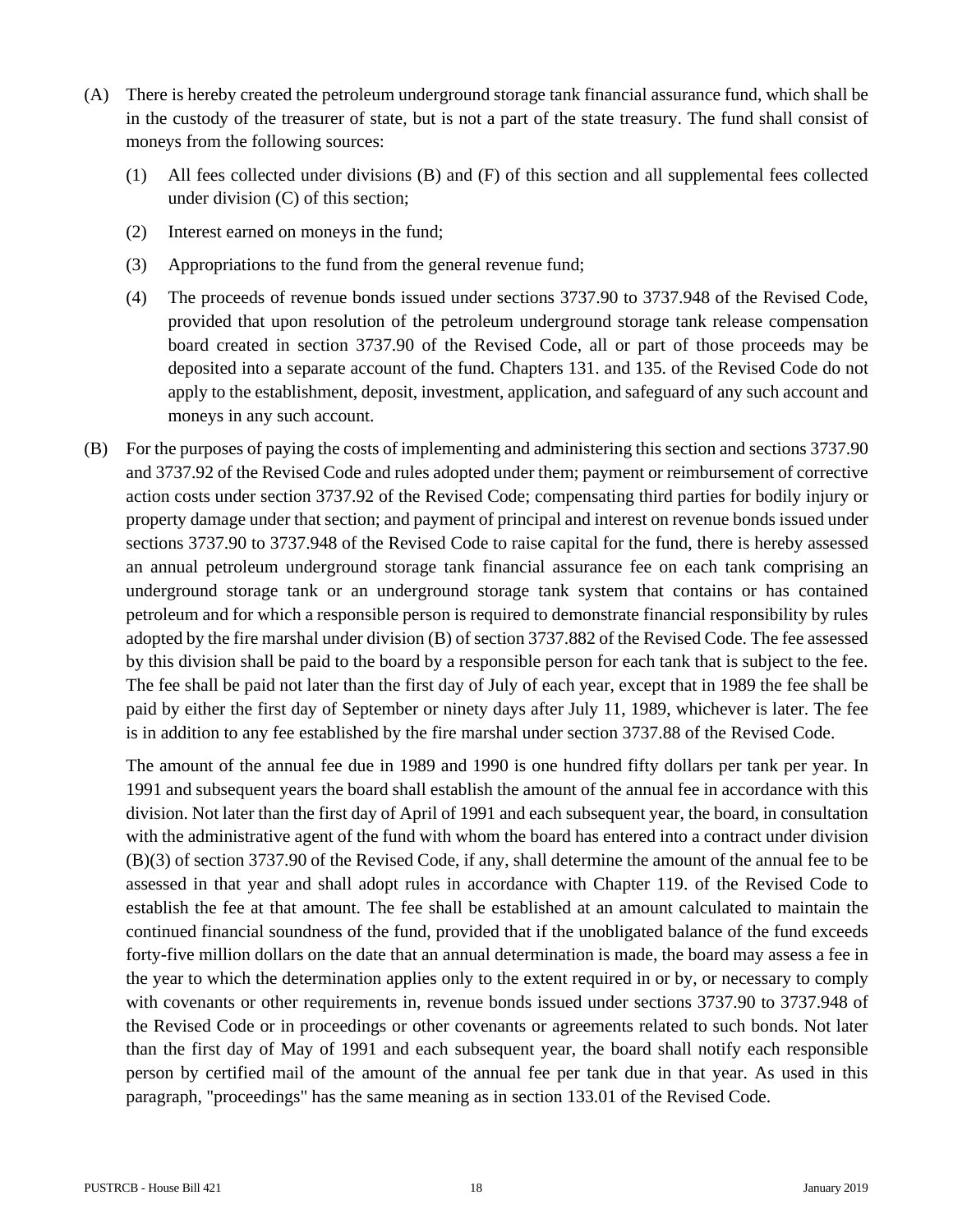(A) There is hereby created the petroleum underground storage tank financial assurance fund, which shall be in the custody of the treasurer of state, but is not a part of the state treasury. The fund shall consist of moneys from the following sources:

(1) All fees collected under divisions (B) and (F) of this section and all supplemental fees collected under division (C) of this section;

(2) Interest earned on moneys in the fund;

(3) Appropriations to the fund from the general revenue fund;

(4) The proceeds of revenue bonds issued under sections 3737.90 to 3737.948 of the Revised Code, provided that upon resolution of the petroleum underground storage tank release compensation board created in section 3737.90 of the Revised Code, all or part of those proceeds may be deposited into a separate account of the fund. Chapters 131. and 135. of the Revised Code do not apply to the establishment, deposit, investment, application, and safeguard of any such account and moneys in any such account.

(B) For the purposes of paying the costs of implementing and administering this section and sections 3737.90 and 3737.92 of the Revised Code and rules adopted under them; payment or reimbursement of corrective action costs under section 3737.92 of the Revised Code; compensating third parties for bodily injury or property damage under that section; and payment of principal and interest on revenue bonds issued under sections 3737.90 to 3737.948 of the Revised Code to raise capital for the fund, there is hereby assessed an annual petroleum underground storage tank financial assurance fee on each tank comprising an underground storage tank or an underground storage tank system that contains or has contained petroleum and for which a responsible person is required to demonstrate financial responsibility by rules adopted by the fire marshal under division (B) of section 3737.882 of the Revised Code. The fee assessed by this division shall be paid to the board by a responsible person for each tank that is subject to the fee. The fee shall be paid not later than the first day of July of each year, except that in 1989 the fee shall be paid by either the first day of September or ninety days after July 11, 1989, whichever is later. The fee is in addition to any fee established by the fire marshal under section 3737.88 of the Revised Code.

The amount of the annual fee due in 1989 and 1990 is one hundred fifty dollars per tank per year. In 1991 and subsequent years the board shall establish the amount of the annual fee in accordance with this division. Not later than the first day of April of 1991 and each subsequent year, the board, in consultation with the administrative agent of the fund with whom the board has entered into a contract under division (B)(3) of section 3737.90 of the Revised Code, if any, shall determine the amount of the annual fee to be assessed in that year and shall adopt rules in accordance with Chapter 119. of the Revised Code to establish the fee at that amount. The fee shall be established at an amount calculated to maintain the continued financial soundness of the fund, provided that if the unobligated balance of the fund exceeds forty-five million dollars on the date that an annual determination is made, the board may assess a fee in the year to which the determination applies only to the extent required in or by, or necessary to comply with covenants or other requirements in, revenue bonds issued under sections 3737.90 to 3737.948 of the Revised Code or in proceedings or other covenants or agreements related to such bonds. Not later than the first day of May of 1991 and each subsequent year, the board shall notify each responsible person by certified mail of the amount of the annual fee per tank due in that year. As used in this paragraph, "proceedings" has the same meaning as in section 133.01 of the Revised Code.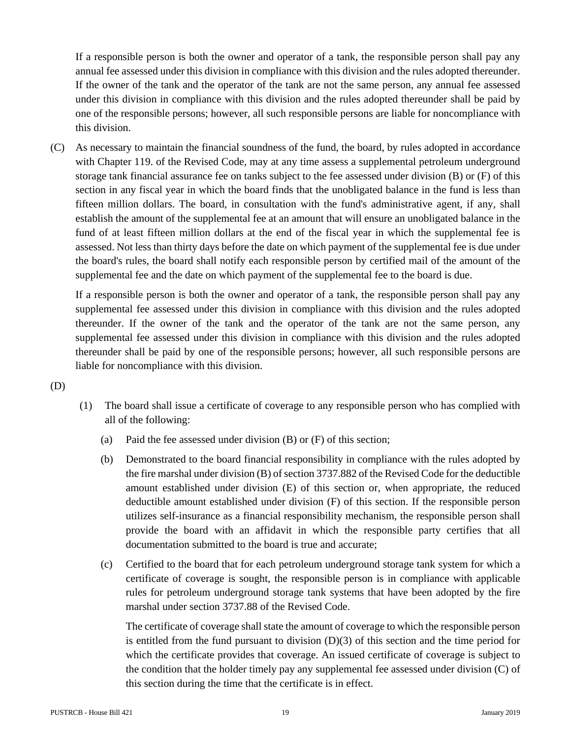If a responsible person is both the owner and operator of a tank, the responsible person shall pay any annual fee assessed under this division in compliance with this division and the rules adopted thereunder. If the owner of the tank and the operator of the tank are not the same person, any annual fee assessed under this division in compliance with this division and the rules adopted thereunder shall be paid by one of the responsible persons; however, all such responsible persons are liable for noncompliance with this division.

(C) As necessary to maintain the financial soundness of the fund, the board, by rules adopted in accordance with Chapter 119. of the Revised Code, may at any time assess a supplemental petroleum underground storage tank financial assurance fee on tanks subject to the fee assessed under division (B) or (F) of this section in any fiscal year in which the board finds that the unobligated balance in the fund is less than fifteen million dollars. The board, in consultation with the fund's administrative agent, if any, shall establish the amount of the supplemental fee at an amount that will ensure an unobligated balance in the fund of at least fifteen million dollars at the end of the fiscal year in which the supplemental fee is assessed. Not less than thirty days before the date on which payment of the supplemental fee is due under the board's rules, the board shall notify each responsible person by certified mail of the amount of the supplemental fee and the date on which payment of the supplemental fee to the board is due.

If a responsible person is both the owner and operator of a tank, the responsible person shall pay any supplemental fee assessed under this division in compliance with this division and the rules adopted thereunder. If the owner of the tank and the operator of the tank are not the same person, any supplemental fee assessed under this division in compliance with this division and the rules adopted thereunder shall be paid by one of the responsible persons; however, all such responsible persons are liable for noncompliance with this division.

(D)

(1) The board shall issue a certificate of coverage to any responsible person who has complied with all of the following:

(a) Paid the fee assessed under division (B) or (F) of this section;

(b) Demonstrated to the board financial responsibility in compliance with the rules adopted by the fire marshal under division (B) of section 3737.882 of the Revised Code for the deductible amount established under division (E) of this section or, when appropriate, the reduced deductible amount established under division (F) of this section. If the responsible person utilizes self-insurance as a financial responsibility mechanism, the responsible person shall provide the board with an affidavit in which the responsible party certifies that all documentation submitted to the board is true and accurate;

(c) Certified to the board that for each petroleum underground storage tank system for which a certificate of coverage is sought, the responsible person is in compliance with applicable rules for petroleum underground storage tank systems that have been adopted by the fire marshal under section 3737.88 of the Revised Code.

The certificate of coverage shall state the amount of coverage to which the responsible person is entitled from the fund pursuant to division (D)(3) of this section and the time period for which the certificate provides that coverage. An issued certificate of coverage is subject to the condition that the holder timely pay any supplemental fee assessed under division (C) of this section during the time that the certificate is in effect.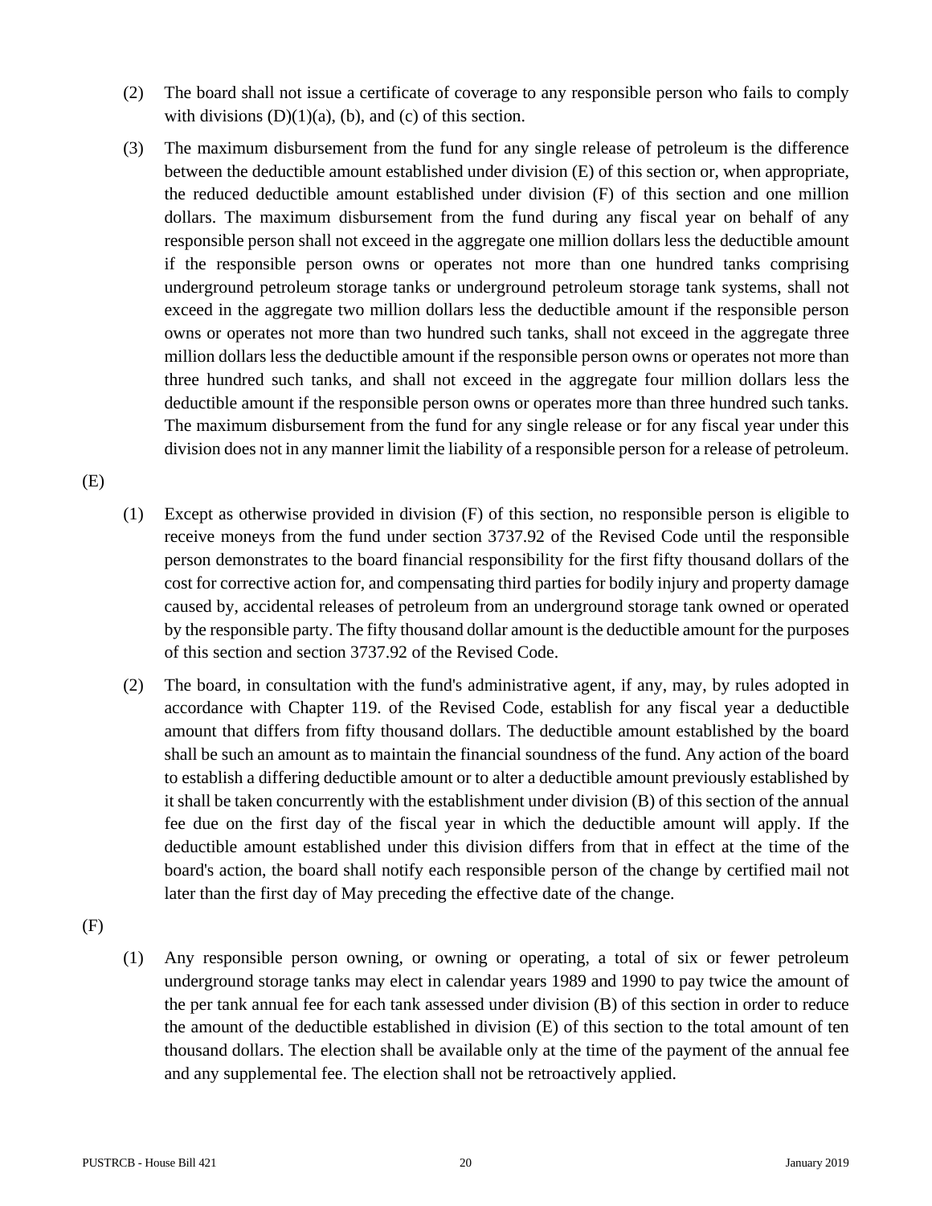(2) The board shall not issue a certificate of coverage to any responsible person who fails to comply with divisions (D)(1)(a), (b), and (c) of this section.

(3) The maximum disbursement from the fund for any single release of petroleum is the difference between the deductible amount established under division (E) of this section or, when appropriate, the reduced deductible amount established under division (F) of this section and one million dollars. The maximum disbursement from the fund during any fiscal year on behalf of any responsible person shall not exceed in the aggregate one million dollars less the deductible amount if the responsible person owns or operates not more than one hundred tanks comprising underground petroleum storage tanks or underground petroleum storage tank systems, shall not exceed in the aggregate two million dollars less the deductible amount if the responsible person owns or operates not more than two hundred such tanks, shall not exceed in the aggregate three million dollars less the deductible amount if the responsible person owns or operates not more than three hundred such tanks, and shall not exceed in the aggregate four million dollars less the deductible amount if the responsible person owns or operates more than three hundred such tanks. The maximum disbursement from the fund for any single release or for any fiscal year under this division does not in any manner limit the liability of a responsible person for a release of petroleum.

(E)

(1) Except as otherwise provided in division (F) of this section, no responsible person is eligible to receive moneys from the fund under section 3737.92 of the Revised Code until the responsible person demonstrates to the board financial responsibility for the first fifty thousand dollars of the cost for corrective action for, and compensating third parties for bodily injury and property damage caused by, accidental releases of petroleum from an underground storage tank owned or operated by the responsible party. The fifty thousand dollar amount is the deductible amount for the purposes of this section and section 3737.92 of the Revised Code.

(2) The board, in consultation with the fund's administrative agent, if any, may, by rules adopted in accordance with Chapter 119. of the Revised Code, establish for any fiscal year a deductible amount that differs from fifty thousand dollars. The deductible amount established by the board shall be such an amount as to maintain the financial soundness of the fund. Any action of the board to establish a differing deductible amount or to alter a deductible amount previously established by it shall be taken concurrently with the establishment under division (B) of this section of the annual fee due on the first day of the fiscal year in which the deductible amount will apply. If the deductible amount established under this division differs from that in effect at the time of the board's action, the board shall notify each responsible person of the change by certified mail not later than the first day of May preceding the effective date of the change.

(F)

(1) Any responsible person owning, or owning or operating, a total of six or fewer petroleum underground storage tanks may elect in calendar years 1989 and 1990 to pay twice the amount of the per tank annual fee for each tank assessed under division (B) of this section in order to reduce the amount of the deductible established in division (E) of this section to the total amount of ten thousand dollars. The election shall be available only at the time of the payment of the annual fee and any supplemental fee. The election shall not be retroactively applied.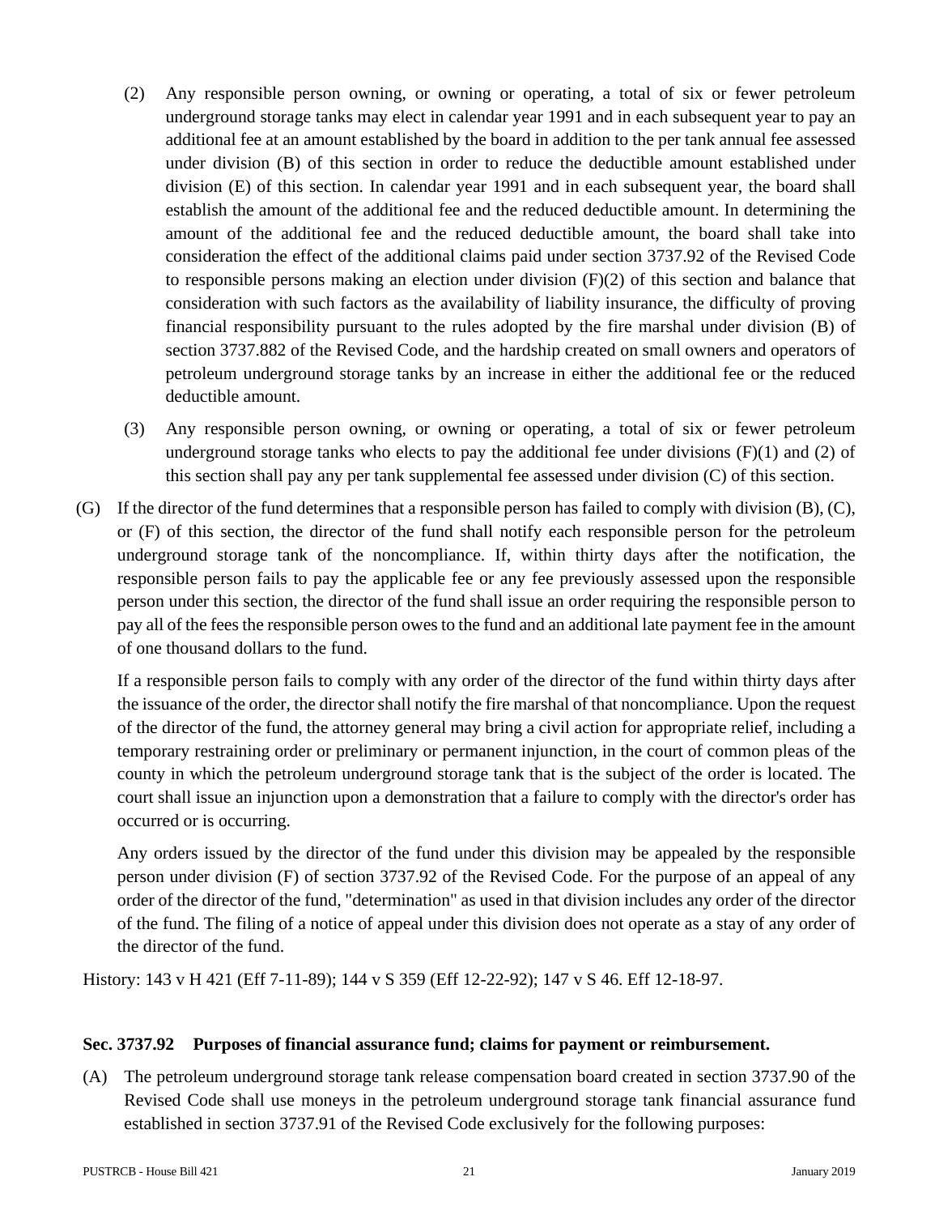(2) Any responsible person owning, or owning or operating, a total of six or fewer petroleum underground storage tanks may elect in calendar year 1991 and in each subsequent year to pay an additional fee at an amount established by the board in addition to the per tank annual fee assessed under division (B) of this section in order to reduce the deductible amount established under division (E) of this section. In calendar year 1991 and in each subsequent year, the board shall establish the amount of the additional fee and the reduced deductible amount. In determining the amount of the additional fee and the reduced deductible amount, the board shall take into consideration the effect of the additional claims paid under section 3737.92 of the Revised Code to responsible persons making an election under division (F)(2) of this section and balance that consideration with such factors as the availability of liability insurance, the difficulty of proving financial responsibility pursuant to the rules adopted by the fire marshal under division (B) of section 3737.882 of the Revised Code, and the hardship created on small owners and operators of petroleum underground storage tanks by an increase in either the additional fee or the reduced deductible amount.

(3) Any responsible person owning, or owning or operating, a total of six or fewer petroleum underground storage tanks who elects to pay the additional fee under divisions (F)(1) and (2) of this section shall pay any per tank supplemental fee assessed under division (C) of this section.

(G) If the director of the fund determines that a responsible person has failed to comply with division (B), (C), or (F) of this section, the director of the fund shall notify each responsible person for the petroleum underground storage tank of the noncompliance. If, within thirty days after the notification, the responsible person fails to pay the applicable fee or any fee previously assessed upon the responsible person under this section, the director of the fund shall issue an order requiring the responsible person to pay all of the fees the responsible person owes to the fund and an additional late payment fee in the amount of one thousand dollars to the fund.

If a responsible person fails to comply with any order of the director of the fund within thirty days after the issuance of the order, the director shall notify the fire marshal of that noncompliance. Upon the request of the director of the fund, the attorney general may bring a civil action for appropriate relief, including a temporary restraining order or preliminary or permanent injunction, in the court of common pleas of the county in which the petroleum underground storage tank that is the subject of the order is located. The court shall issue an injunction upon a demonstration that a failure to comply with the director's order has occurred or is occurring.

Any orders issued by the director of the fund under this division may be appealed by the responsible person under division (F) of section 3737.92 of the Revised Code. For the purpose of an appeal of any order of the director of the fund, "determination" as used in that division includes any order of the director of the fund. The filing of a notice of appeal under this division does not operate as a stay of any order of the director of the fund.

History: 143 v H 421 (Eff 7-11-89); 144 v S 359 (Eff 12-22-92); 147 v S 46. Eff 12-18-97.

### Sec. 3737.92 Purposes of financial assurance fund; claims for payment or reimbursement.

(A) The petroleum underground storage tank release compensation board created in section 3737.90 of the Revised Code shall use moneys in the petroleum underground storage tank financial assurance fund established in section 3737.91 of the Revised Code exclusively for the following purposes: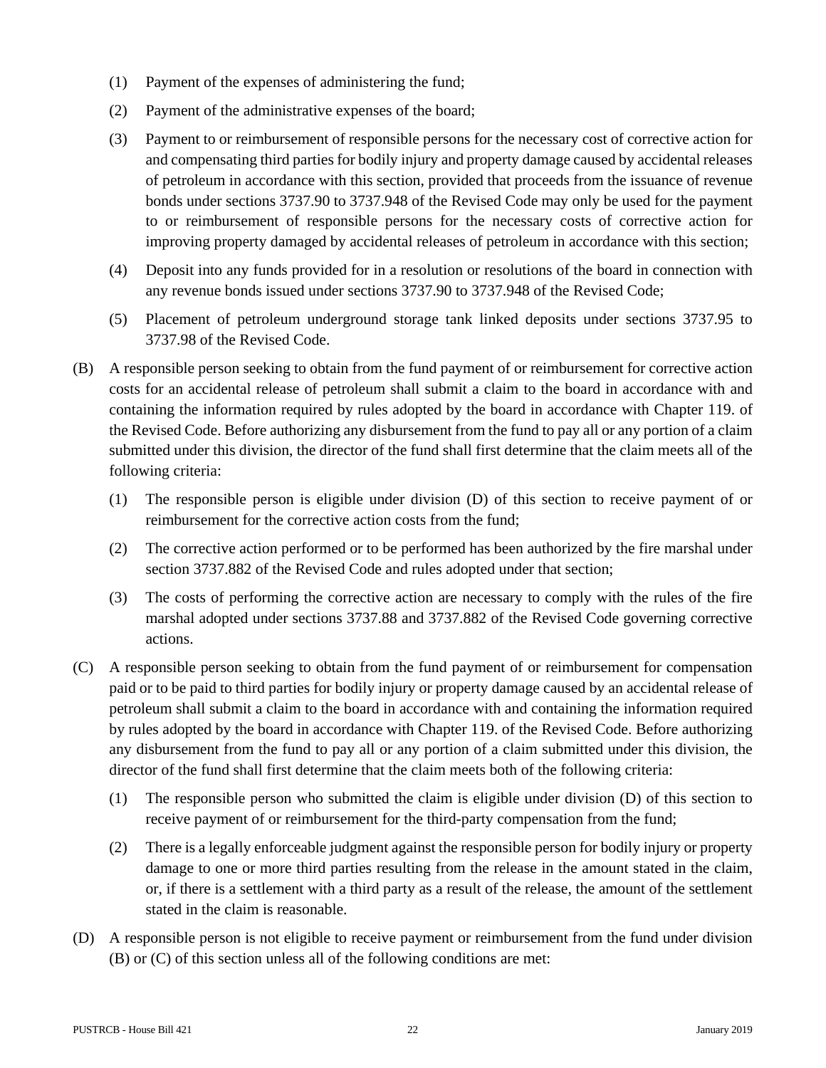(1) Payment of the expenses of administering the fund;

(2) Payment of the administrative expenses of the board;

(3) Payment to or reimbursement of responsible persons for the necessary cost of corrective action for and compensating third parties for bodily injury and property damage caused by accidental releases of petroleum in accordance with this section, provided that proceeds from the issuance of revenue bonds under sections 3737.90 to 3737.948 of the Revised Code may only be used for the payment to or reimbursement of responsible persons for the necessary costs of corrective action for improving property damaged by accidental releases of petroleum in accordance with this section;

(4) Deposit into any funds provided for in a resolution or resolutions of the board in connection with any revenue bonds issued under sections 3737.90 to 3737.948 of the Revised Code;

(5) Placement of petroleum underground storage tank linked deposits under sections 3737.95 to 3737.98 of the Revised Code.

(B) A responsible person seeking to obtain from the fund payment of or reimbursement for corrective action costs for an accidental release of petroleum shall submit a claim to the board in accordance with and containing the information required by rules adopted by the board in accordance with Chapter 119. of the Revised Code. Before authorizing any disbursement from the fund to pay all or any portion of a claim submitted under this division, the director of the fund shall first determine that the claim meets all of the following criteria:

(1) The responsible person is eligible under division (D) of this section to receive payment of or reimbursement for the corrective action costs from the fund;

(2) The corrective action performed or to be performed has been authorized by the fire marshal under section 3737.882 of the Revised Code and rules adopted under that section;

(3) The costs of performing the corrective action are necessary to comply with the rules of the fire marshal adopted under sections 3737.88 and 3737.882 of the Revised Code governing corrective actions.

(C) A responsible person seeking to obtain from the fund payment of or reimbursement for compensation paid or to be paid to third parties for bodily injury or property damage caused by an accidental release of petroleum shall submit a claim to the board in accordance with and containing the information required by rules adopted by the board in accordance with Chapter 119. of the Revised Code. Before authorizing any disbursement from the fund to pay all or any portion of a claim submitted under this division, the director of the fund shall first determine that the claim meets both of the following criteria:

(1) The responsible person who submitted the claim is eligible under division (D) of this section to receive payment of or reimbursement for the third-party compensation from the fund;

(2) There is a legally enforceable judgment against the responsible person for bodily injury or property damage to one or more third parties resulting from the release in the amount stated in the claim, or, if there is a settlement with a third party as a result of the release, the amount of the settlement stated in the claim is reasonable.

(D) A responsible person is not eligible to receive payment or reimbursement from the fund under division (B) or (C) of this section unless all of the following conditions are met: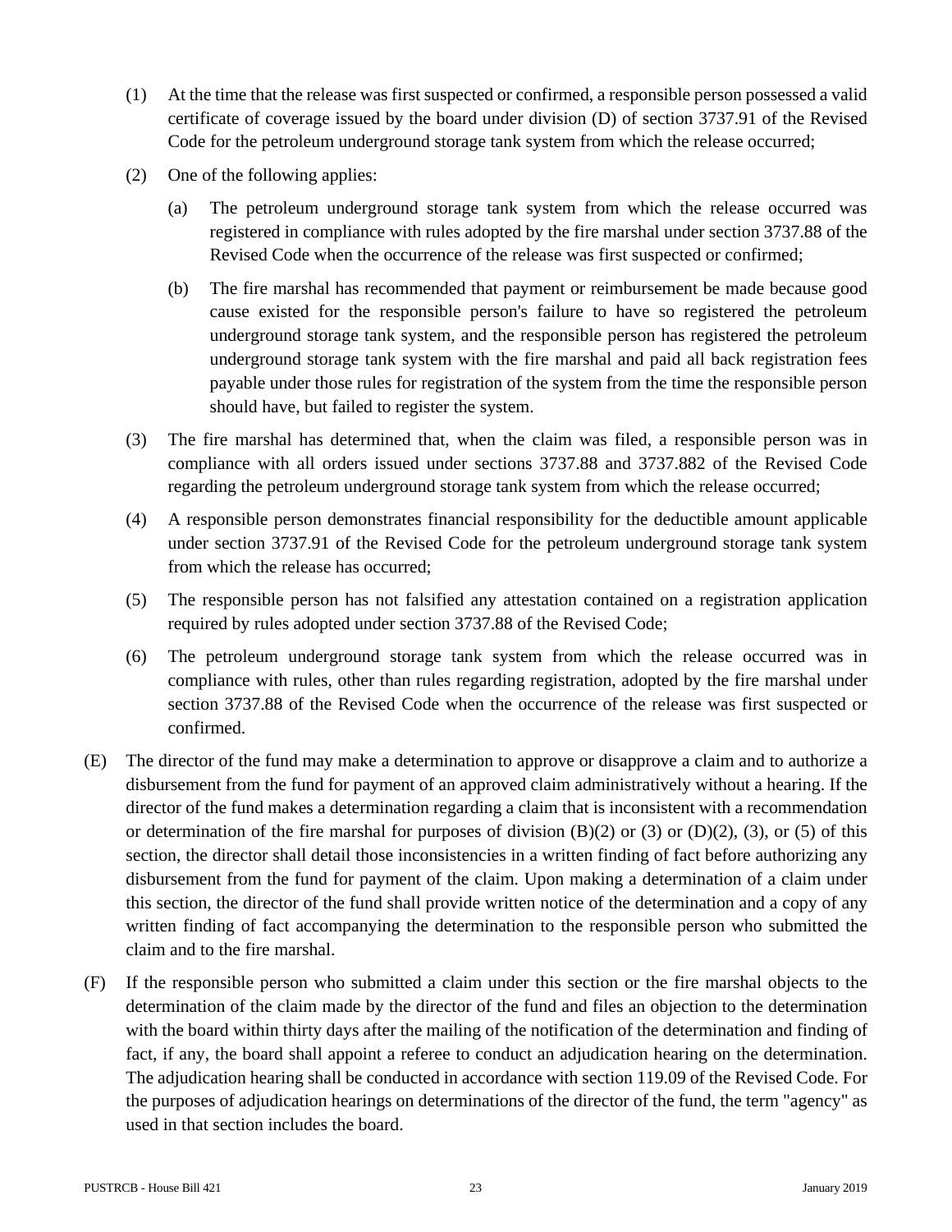(1) At the time that the release was first suspected or confirmed, a responsible person possessed a valid certificate of coverage issued by the board under division (D) of section 3737.91 of the Revised Code for the petroleum underground storage tank system from which the release occurred;

(2) One of the following applies:

   (a) The petroleum underground storage tank system from which the release occurred was registered in compliance with rules adopted by the fire marshal under section 3737.88 of the Revised Code when the occurrence of the release was first suspected or confirmed;

   (b) The fire marshal has recommended that payment or reimbursement be made because good cause existed for the responsible person's failure to have so registered the petroleum underground storage tank system, and the responsible person has registered the petroleum underground storage tank system with the fire marshal and paid all back registration fees payable under those rules for registration of the system from the time the responsible person should have, but failed to register the system.

(3) The fire marshal has determined that, when the claim was filed, a responsible person was in compliance with all orders issued under sections 3737.88 and 3737.882 of the Revised Code regarding the petroleum underground storage tank system from which the release occurred;

(4) A responsible person demonstrates financial responsibility for the deductible amount applicable under section 3737.91 of the Revised Code for the petroleum underground storage tank system from which the release has occurred;

(5) The responsible person has not falsified any attestation contained on a registration application required by rules adopted under section 3737.88 of the Revised Code;

(6) The petroleum underground storage tank system from which the release occurred was in compliance with rules, other than rules regarding registration, adopted by the fire marshal under section 3737.88 of the Revised Code when the occurrence of the release was first suspected or confirmed.

(E) The director of the fund may make a determination to approve or disapprove a claim and to authorize a disbursement from the fund for payment of an approved claim administratively without a hearing. If the director of the fund makes a determination regarding a claim that is inconsistent with a recommendation or determination of the fire marshal for purposes of division (B)(2) or (3) or (D)(2), (3), or (5) of this section, the director shall detail those inconsistencies in a written finding of fact before authorizing any disbursement from the fund for payment of the claim. Upon making a determination of a claim under this section, the director of the fund shall provide written notice of the determination and a copy of any written finding of fact accompanying the determination to the responsible person who submitted the claim and to the fire marshal.

(F) If the responsible person who submitted a claim under this section or the fire marshal objects to the determination of the claim made by the director of the fund and files an objection to the determination with the board within thirty days after the mailing of the notification of the determination and finding of fact, if any, the board shall appoint a referee to conduct an adjudication hearing on the determination. The adjudication hearing shall be conducted in accordance with section 119.09 of the Revised Code. For the purposes of adjudication hearings on determinations of the director of the fund, the term "agency" as used in that section includes the board.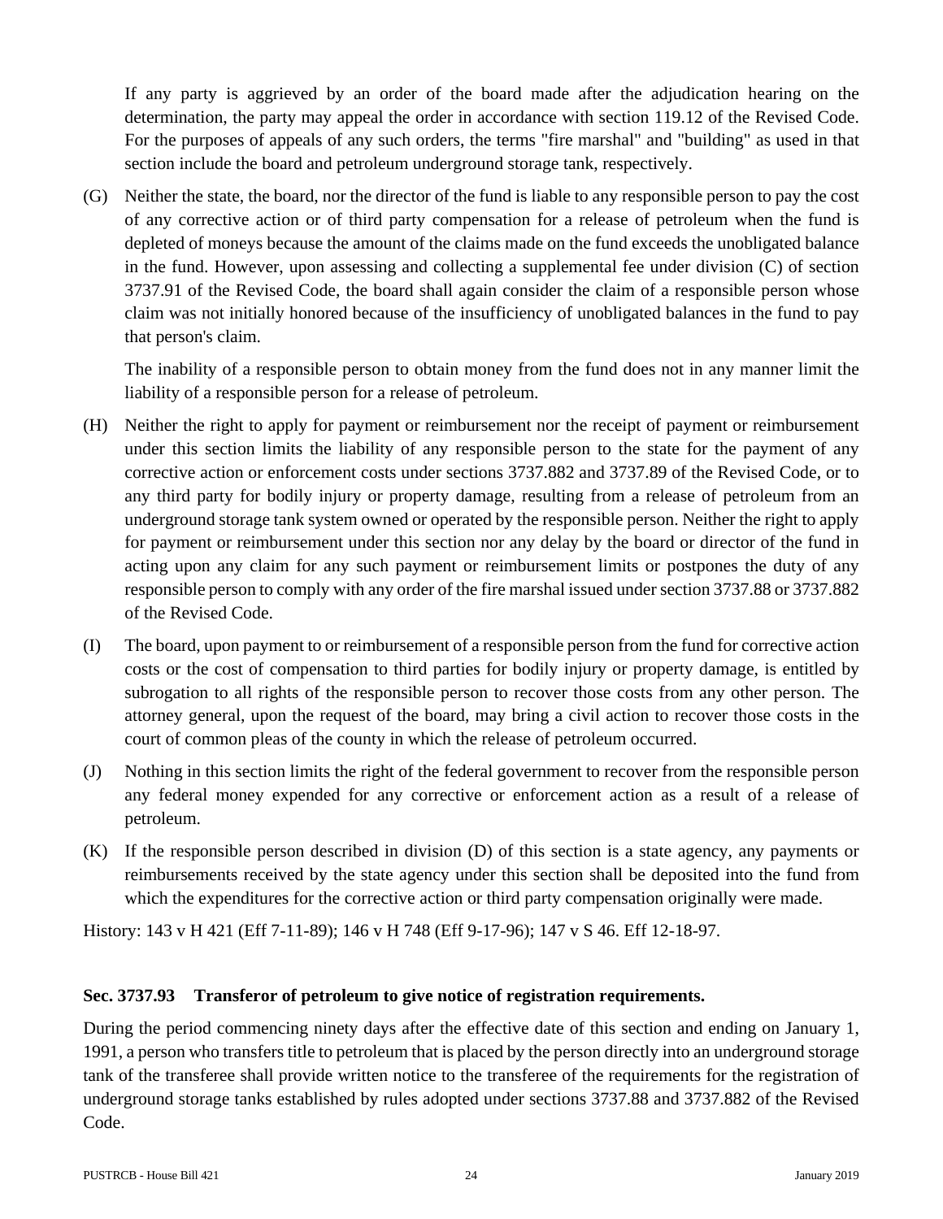If any party is aggrieved by an order of the board made after the adjudication hearing on the determination, the party may appeal the order in accordance with section 119.12 of the Revised Code. For the purposes of appeals of any such orders, the terms "fire marshal" and "building" as used in that section include the board and petroleum underground storage tank, respectively.

(G) Neither the state, the board, nor the director of the fund is liable to any responsible person to pay the cost of any corrective action or of third party compensation for a release of petroleum when the fund is depleted of moneys because the amount of the claims made on the fund exceeds the unobligated balance in the fund. However, upon assessing and collecting a supplemental fee under division (C) of section 3737.91 of the Revised Code, the board shall again consider the claim of a responsible person whose claim was not initially honored because of the insufficiency of unobligated balances in the fund to pay that person's claim.

The inability of a responsible person to obtain money from the fund does not in any manner limit the liability of a responsible person for a release of petroleum.

(H) Neither the right to apply for payment or reimbursement nor the receipt of payment or reimbursement under this section limits the liability of any responsible person to the state for the payment of any corrective action or enforcement costs under sections 3737.882 and 3737.89 of the Revised Code, or to any third party for bodily injury or property damage, resulting from a release of petroleum from an underground storage tank system owned or operated by the responsible person. Neither the right to apply for payment or reimbursement under this section nor any delay by the board or director of the fund in acting upon any claim for any such payment or reimbursement limits or postpones the duty of any responsible person to comply with any order of the fire marshal issued under section 3737.88 or 3737.882 of the Revised Code.

(I) The board, upon payment to or reimbursement of a responsible person from the fund for corrective action costs or the cost of compensation to third parties for bodily injury or property damage, is entitled by subrogation to all rights of the responsible person to recover those costs from any other person. The attorney general, upon the request of the board, may bring a civil action to recover those costs in the court of common pleas of the county in which the release of petroleum occurred.

(J) Nothing in this section limits the right of the federal government to recover from the responsible person any federal money expended for any corrective or enforcement action as a result of a release of petroleum.

(K) If the responsible person described in division (D) of this section is a state agency, any payments or reimbursements received by the state agency under this section shall be deposited into the fund from which the expenditures for the corrective action or third party compensation originally were made.

History: 143 v H 421 (Eff 7-11-89); 146 v H 748 (Eff 9-17-96); 147 v S 46. Eff 12-18-97.

### Sec. 3737.93 Transferor of petroleum to give notice of registration requirements.

During the period commencing ninety days after the effective date of this section and ending on January 1, 1991, a person who transfers title to petroleum that is placed by the person directly into an underground storage tank of the transferee shall provide written notice to the transferee of the requirements for the registration of underground storage tanks established by rules adopted under sections 3737.88 and 3737.882 of the Revised Code.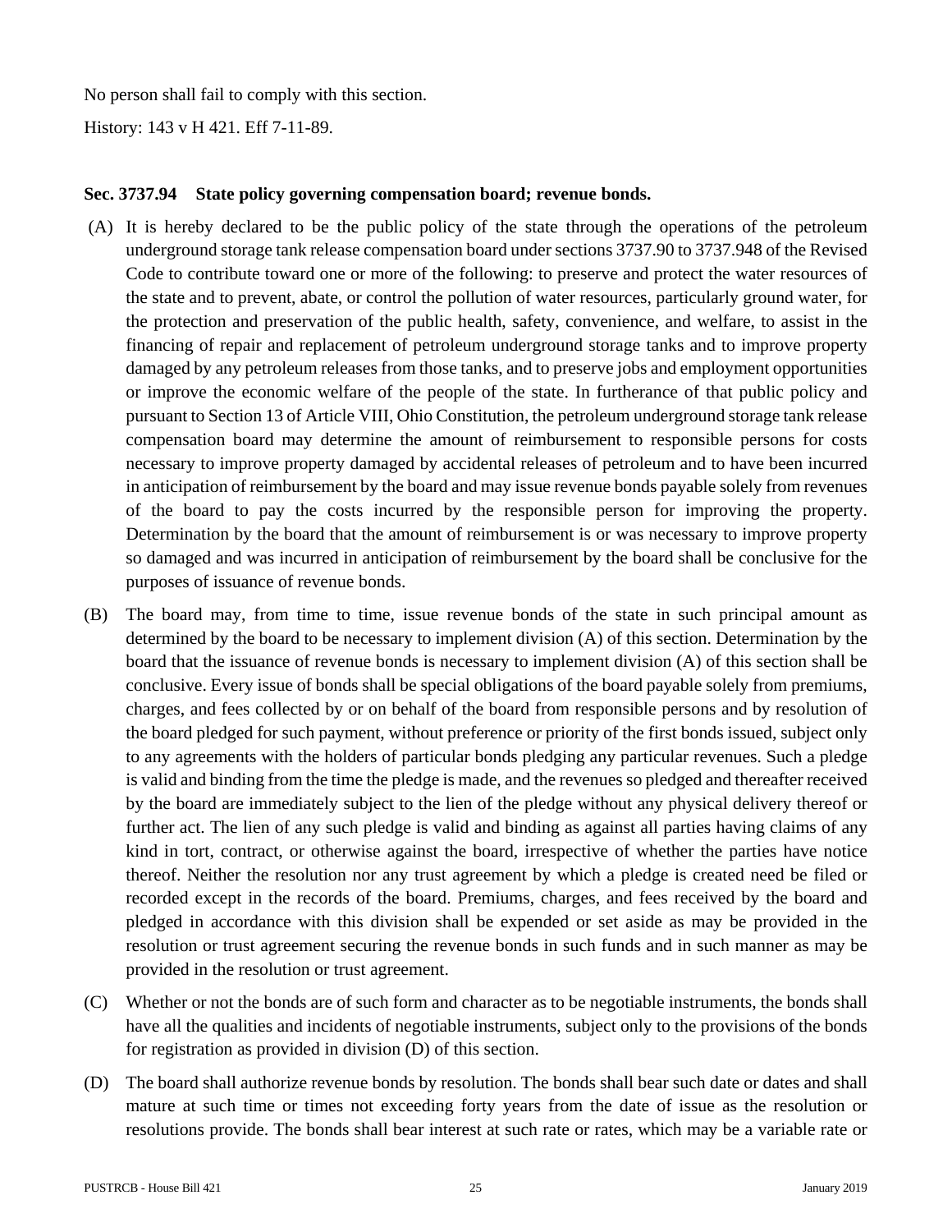No person shall fail to comply with this section.

History: 143 v H 421. Eff 7-11-89.

### Sec. 3737.94 State policy governing compensation board; revenue bonds.

(A) It is hereby declared to be the public policy of the state through the operations of the petroleum underground storage tank release compensation board under sections 3737.90 to 3737.948 of the Revised Code to contribute toward one or more of the following: to preserve and protect the water resources of the state and to prevent, abate, or control the pollution of water resources, particularly ground water, for the protection and preservation of the public health, safety, convenience, and welfare, to assist in the financing of repair and replacement of petroleum underground storage tanks and to improve property damaged by any petroleum releases from those tanks, and to preserve jobs and employment opportunities or improve the economic welfare of the people of the state. In furtherance of that public policy and pursuant to Section 13 of Article VIII, Ohio Constitution, the petroleum underground storage tank release compensation board may determine the amount of reimbursement to responsible persons for costs necessary to improve property damaged by accidental releases of petroleum and to have been incurred in anticipation of reimbursement by the board and may issue revenue bonds payable solely from revenues of the board to pay the costs incurred by the responsible person for improving the property. Determination by the board that the amount of reimbursement is or was necessary to improve property so damaged and was incurred in anticipation of reimbursement by the board shall be conclusive for the purposes of issuance of revenue bonds.

(B) The board may, from time to time, issue revenue bonds of the state in such principal amount as determined by the board to be necessary to implement division (A) of this section. Determination by the board that the issuance of revenue bonds is necessary to implement division (A) of this section shall be conclusive. Every issue of bonds shall be special obligations of the board payable solely from premiums, charges, and fees collected by or on behalf of the board from responsible persons and by resolution of the board pledged for such payment, without preference or priority of the first bonds issued, subject only to any agreements with the holders of particular bonds pledging any particular revenues. Such a pledge is valid and binding from the time the pledge is made, and the revenues so pledged and thereafter received by the board are immediately subject to the lien of the pledge without any physical delivery thereof or further act. The lien of any such pledge is valid and binding as against all parties having claims of any kind in tort, contract, or otherwise against the board, irrespective of whether the parties have notice thereof. Neither the resolution nor any trust agreement by which a pledge is created need be filed or recorded except in the records of the board. Premiums, charges, and fees received by the board and pledged in accordance with this division shall be expended or set aside as may be provided in the resolution or trust agreement securing the revenue bonds in such funds and in such manner as may be provided in the resolution or trust agreement.

(C) Whether or not the bonds are of such form and character as to be negotiable instruments, the bonds shall have all the qualities and incidents of negotiable instruments, subject only to the provisions of the bonds for registration as provided in division (D) of this section.

(D) The board shall authorize revenue bonds by resolution. The bonds shall bear such date or dates and shall mature at such time or times not exceeding forty years from the date of issue as the resolution or resolutions provide. The bonds shall bear interest at such rate or rates, which may be a variable rate or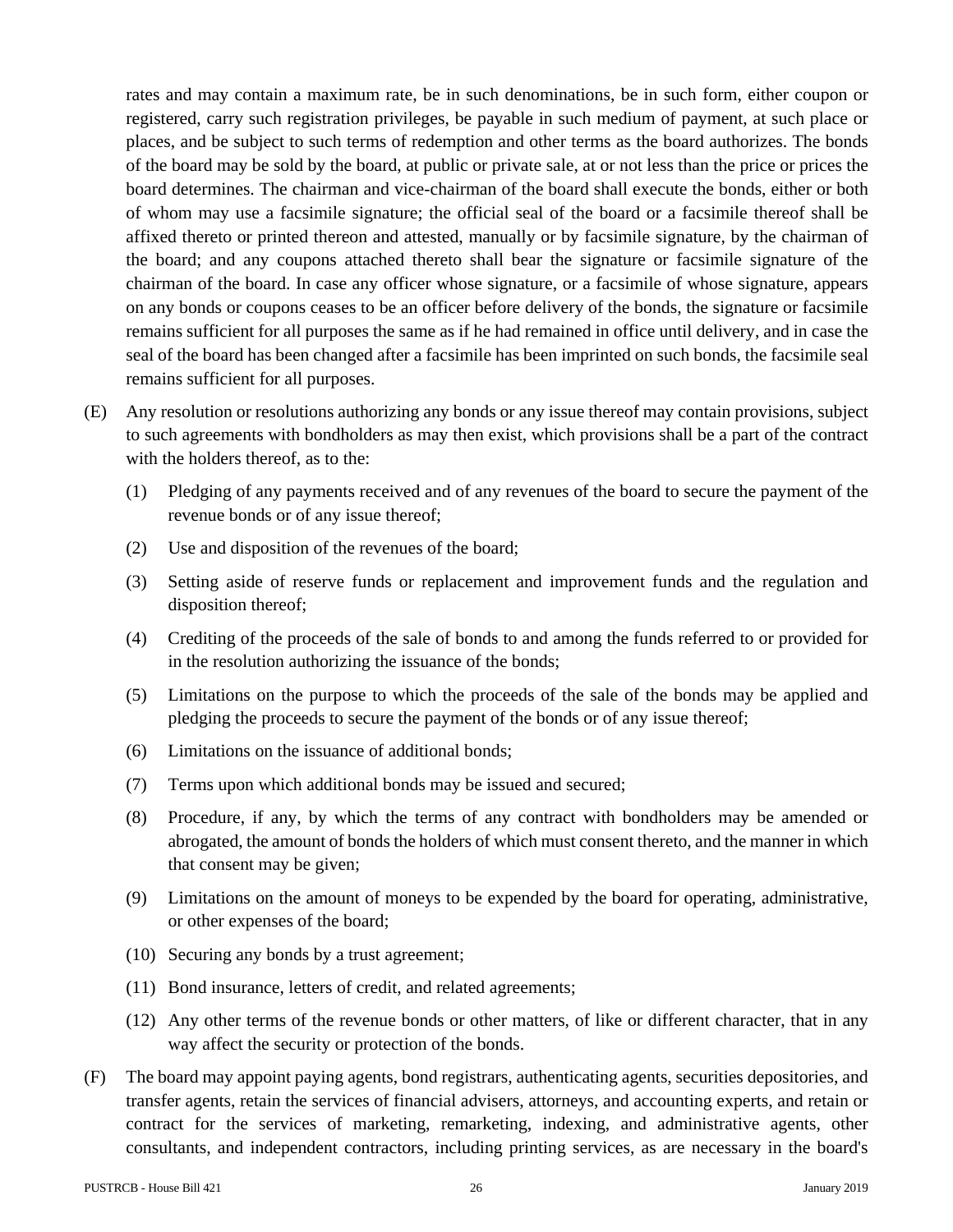rates and may contain a maximum rate, be in such denominations, be in such form, either coupon or registered, carry such registration privileges, be payable in such medium of payment, at such place or places, and be subject to such terms of redemption and other terms as the board authorizes. The bonds of the board may be sold by the board, at public or private sale, at or not less than the price or prices the board determines. The chairman and vice-chairman of the board shall execute the bonds, either or both of whom may use a facsimile signature; the official seal of the board or a facsimile thereof shall be affixed thereto or printed thereon and attested, manually or by facsimile signature, by the chairman of the board; and any coupons attached thereto shall bear the signature or facsimile signature of the chairman of the board. In case any officer whose signature, or a facsimile of whose signature, appears on any bonds or coupons ceases to be an officer before delivery of the bonds, the signature or facsimile remains sufficient for all purposes the same as if he had remained in office until delivery, and in case the seal of the board has been changed after a facsimile has been imprinted on such bonds, the facsimile seal remains sufficient for all purposes.

(E) Any resolution or resolutions authorizing any bonds or any issue thereof may contain provisions, subject to such agreements with bondholders as may then exist, which provisions shall be a part of the contract with the holders thereof, as to the:

(1) Pledging of any payments received and of any revenues of the board to secure the payment of the revenue bonds or of any issue thereof;

(2) Use and disposition of the revenues of the board;

(3) Setting aside of reserve funds or replacement and improvement funds and the regulation and disposition thereof;

(4) Crediting of the proceeds of the sale of bonds to and among the funds referred to or provided for in the resolution authorizing the issuance of the bonds;

(5) Limitations on the purpose to which the proceeds of the sale of the bonds may be applied and pledging the proceeds to secure the payment of the bonds or of any issue thereof;

(6) Limitations on the issuance of additional bonds;

(7) Terms upon which additional bonds may be issued and secured;

(8) Procedure, if any, by which the terms of any contract with bondholders may be amended or abrogated, the amount of bonds the holders of which must consent thereto, and the manner in which that consent may be given;

(9) Limitations on the amount of moneys to be expended by the board for operating, administrative, or other expenses of the board;

(10) Securing any bonds by a trust agreement;

(11) Bond insurance, letters of credit, and related agreements;

(12) Any other terms of the revenue bonds or other matters, of like or different character, that in any way affect the security or protection of the bonds.

(F) The board may appoint paying agents, bond registrars, authenticating agents, securities depositories, and transfer agents, retain the services of financial advisers, attorneys, and accounting experts, and retain or contract for the services of marketing, remarketing, indexing, and administrative agents, other consultants, and independent contractors, including printing services, as are necessary in the board's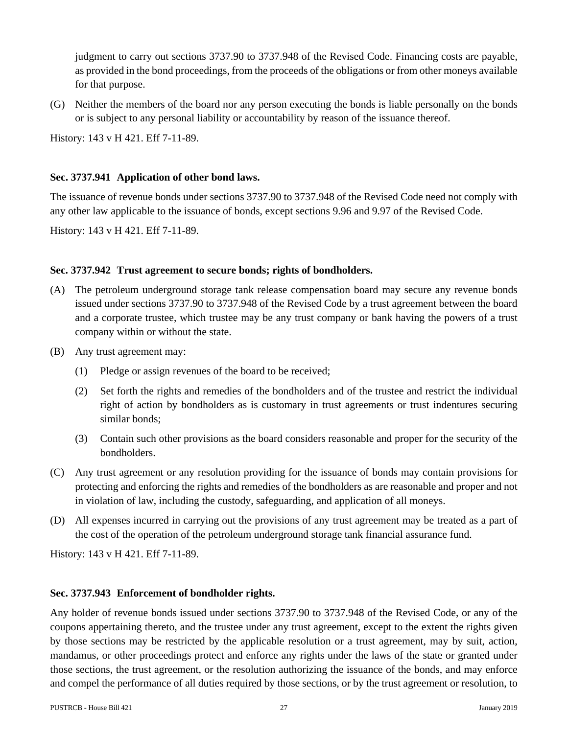judgment to carry out sections 3737.90 to 3737.948 of the Revised Code. Financing costs are payable, as provided in the bond proceedings, from the proceeds of the obligations or from other moneys available for that purpose.

(G) Neither the members of the board nor any person executing the bonds is liable personally on the bonds or is subject to any personal liability or accountability by reason of the issuance thereof.

History: 143 v H 421. Eff 7-11-89.

**Sec. 3737.941 Application of other bond laws.**

The issuance of revenue bonds under sections 3737.90 to 3737.948 of the Revised Code need not comply with any other law applicable to the issuance of bonds, except sections 9.96 and 9.97 of the Revised Code.

History: 143 v H 421. Eff 7-11-89.

**Sec. 3737.942 Trust agreement to secure bonds; rights of bondholders.**

(A) The petroleum underground storage tank release compensation board may secure any revenue bonds issued under sections 3737.90 to 3737.948 of the Revised Code by a trust agreement between the board and a corporate trustee, which trustee may be any trust company or bank having the powers of a trust company within or without the state.

(B) Any trust agreement may:

(1) Pledge or assign revenues of the board to be received;

(2) Set forth the rights and remedies of the bondholders and of the trustee and restrict the individual right of action by bondholders as is customary in trust agreements or trust indentures securing similar bonds;

(3) Contain such other provisions as the board considers reasonable and proper for the security of the bondholders.

(C) Any trust agreement or any resolution providing for the issuance of bonds may contain provisions for protecting and enforcing the rights and remedies of the bondholders as are reasonable and proper and not in violation of law, including the custody, safeguarding, and application of all moneys.

(D) All expenses incurred in carrying out the provisions of any trust agreement may be treated as a part of the cost of the operation of the petroleum underground storage tank financial assurance fund.

History: 143 v H 421. Eff 7-11-89.

**Sec. 3737.943 Enforcement of bondholder rights.**

Any holder of revenue bonds issued under sections 3737.90 to 3737.948 of the Revised Code, or any of the coupons appertaining thereto, and the trustee under any trust agreement, except to the extent the rights given by those sections may be restricted by the applicable resolution or a trust agreement, may by suit, action, mandamus, or other proceedings protect and enforce any rights under the laws of the state or granted under those sections, the trust agreement, or the resolution authorizing the issuance of the bonds, and may enforce and compel the performance of all duties required by those sections, or by the trust agreement or resolution, to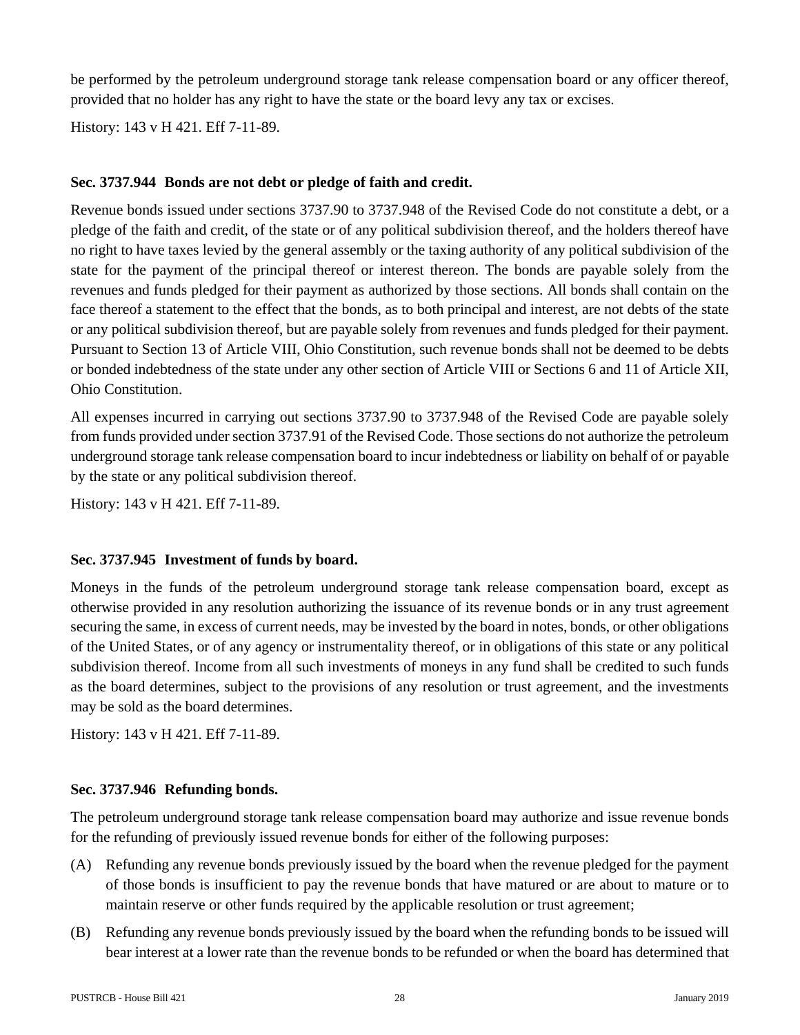be performed by the petroleum underground storage tank release compensation board or any officer thereof, provided that no holder has any right to have the state or the board levy any tax or excises.

History: 143 v H 421. Eff 7-11-89.

### Sec. 3737.944 Bonds are not debt or pledge of faith and credit.

Revenue bonds issued under sections 3737.90 to 3737.948 of the Revised Code do not constitute a debt, or a pledge of the faith and credit, of the state or of any political subdivision thereof, and the holders thereof have no right to have taxes levied by the general assembly or the taxing authority of any political subdivision of the state for the payment of the principal thereof or interest thereon. The bonds are payable solely from the revenues and funds pledged for their payment as authorized by those sections. All bonds shall contain on the face thereof a statement to the effect that the bonds, as to both principal and interest, are not debts of the state or any political subdivision thereof, but are payable solely from revenues and funds pledged for their payment. Pursuant to Section 13 of Article VIII, Ohio Constitution, such revenue bonds shall not be deemed to be debts or bonded indebtedness of the state under any other section of Article VIII or Sections 6 and 11 of Article XII, Ohio Constitution.

All expenses incurred in carrying out sections 3737.90 to 3737.948 of the Revised Code are payable solely from funds provided under section 3737.91 of the Revised Code. Those sections do not authorize the petroleum underground storage tank release compensation board to incur indebtedness or liability on behalf of or payable by the state or any political subdivision thereof.

History: 143 v H 421. Eff 7-11-89.

### Sec. 3737.945 Investment of funds by board.

Moneys in the funds of the petroleum underground storage tank release compensation board, except as otherwise provided in any resolution authorizing the issuance of its revenue bonds or in any trust agreement securing the same, in excess of current needs, may be invested by the board in notes, bonds, or other obligations of the United States, or of any agency or instrumentality thereof, or in obligations of this state or any political subdivision thereof. Income from all such investments of moneys in any fund shall be credited to such funds as the board determines, subject to the provisions of any resolution or trust agreement, and the investments may be sold as the board determines.

History: 143 v H 421. Eff 7-11-89.

### Sec. 3737.946 Refunding bonds.

The petroleum underground storage tank release compensation board may authorize and issue revenue bonds for the refunding of previously issued revenue bonds for either of the following purposes:

(A) Refunding any revenue bonds previously issued by the board when the revenue pledged for the payment of those bonds is insufficient to pay the revenue bonds that have matured or are about to mature or to maintain reserve or other funds required by the applicable resolution or trust agreement;

(B) Refunding any revenue bonds previously issued by the board when the refunding bonds to be issued will bear interest at a lower rate than the revenue bonds to be refunded or when the board has determined that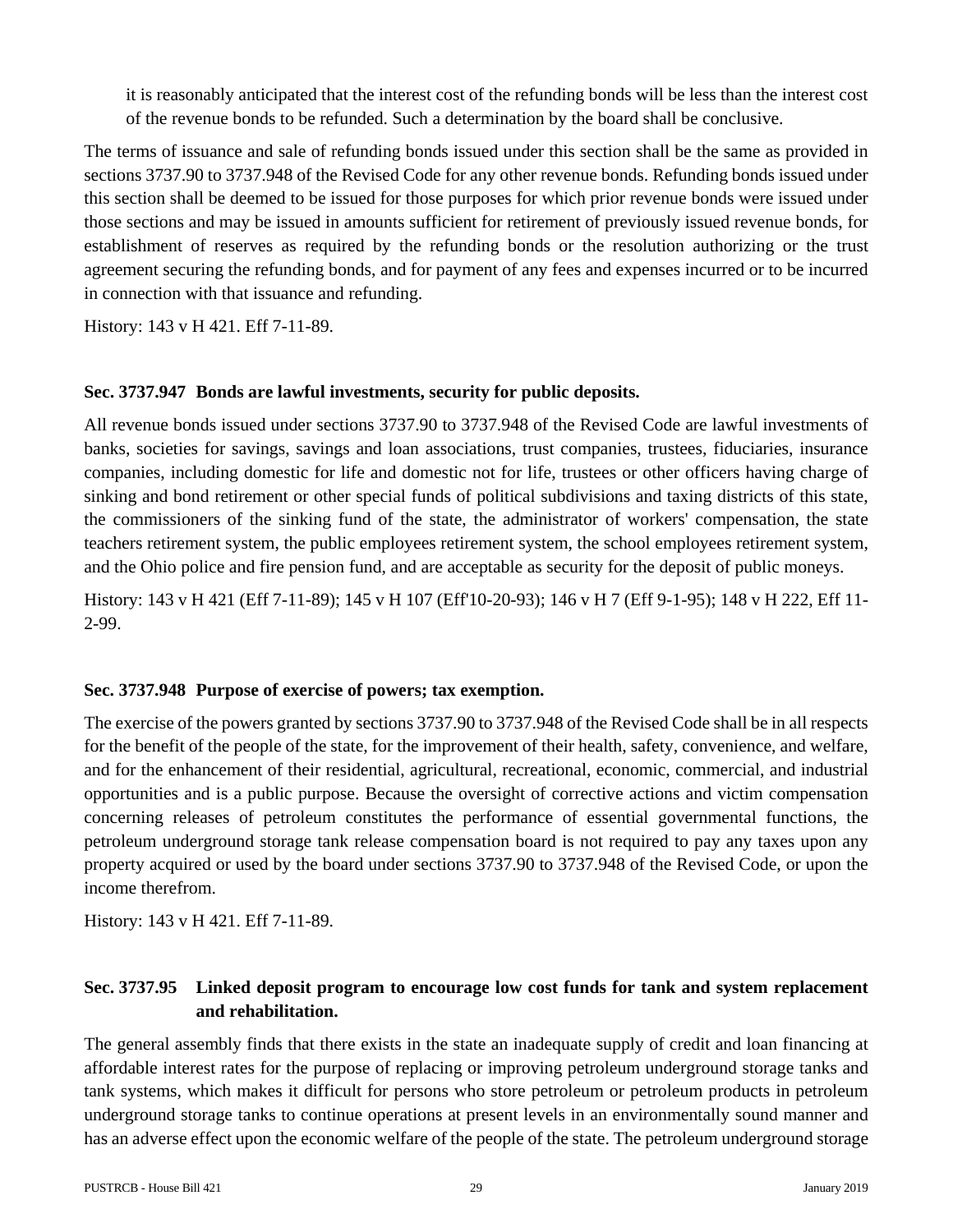it is reasonably anticipated that the interest cost of the refunding bonds will be less than the interest cost of the revenue bonds to be refunded. Such a determination by the board shall be conclusive.

The terms of issuance and sale of refunding bonds issued under this section shall be the same as provided in sections 3737.90 to 3737.948 of the Revised Code for any other revenue bonds. Refunding bonds issued under this section shall be deemed to be issued for those purposes for which prior revenue bonds were issued under those sections and may be issued in amounts sufficient for retirement of previously issued revenue bonds, for establishment of reserves as required by the refunding bonds or the resolution authorizing or the trust agreement securing the refunding bonds, and for payment of any fees and expenses incurred or to be incurred in connection with that issuance and refunding.

History: 143 v H 421. Eff 7-11-89.

**Sec. 3737.947 Bonds are lawful investments, security for public deposits.**

All revenue bonds issued under sections 3737.90 to 3737.948 of the Revised Code are lawful investments of banks, societies for savings, savings and loan associations, trust companies, trustees, fiduciaries, insurance companies, including domestic for life and domestic not for life, trustees or other officers having charge of sinking and bond retirement or other special funds of political subdivisions and taxing districts of this state, the commissioners of the sinking fund of the state, the administrator of workers' compensation, the state teachers retirement system, the public employees retirement system, the school employees retirement system, and the Ohio police and fire pension fund, and are acceptable as security for the deposit of public moneys.

History: 143 v H 421 (Eff 7-11-89); 145 v H 107 (Eff'10-20-93); 146 v H 7 (Eff 9-1-95); 148 v H 222, Eff 11-2-99.

**Sec. 3737.948 Purpose of exercise of powers; tax exemption.**

The exercise of the powers granted by sections 3737.90 to 3737.948 of the Revised Code shall be in all respects for the benefit of the people of the state, for the improvement of their health, safety, convenience, and welfare, and for the enhancement of their residential, agricultural, recreational, economic, commercial, and industrial opportunities and is a public purpose. Because the oversight of corrective actions and victim compensation concerning releases of petroleum constitutes the performance of essential governmental functions, the petroleum underground storage tank release compensation board is not required to pay any taxes upon any property acquired or used by the board under sections 3737.90 to 3737.948 of the Revised Code, or upon the income therefrom.

History: 143 v H 421. Eff 7-11-89.

**Sec. 3737.95 Linked deposit program to encourage low cost funds for tank and system replacement and rehabilitation.**

The general assembly finds that there exists in the state an inadequate supply of credit and loan financing at affordable interest rates for the purpose of replacing or improving petroleum underground storage tanks and tank systems, which makes it difficult for persons who store petroleum or petroleum products in petroleum underground storage tanks to continue operations at present levels in an environmentally sound manner and has an adverse effect upon the economic welfare of the people of the state. The petroleum underground storage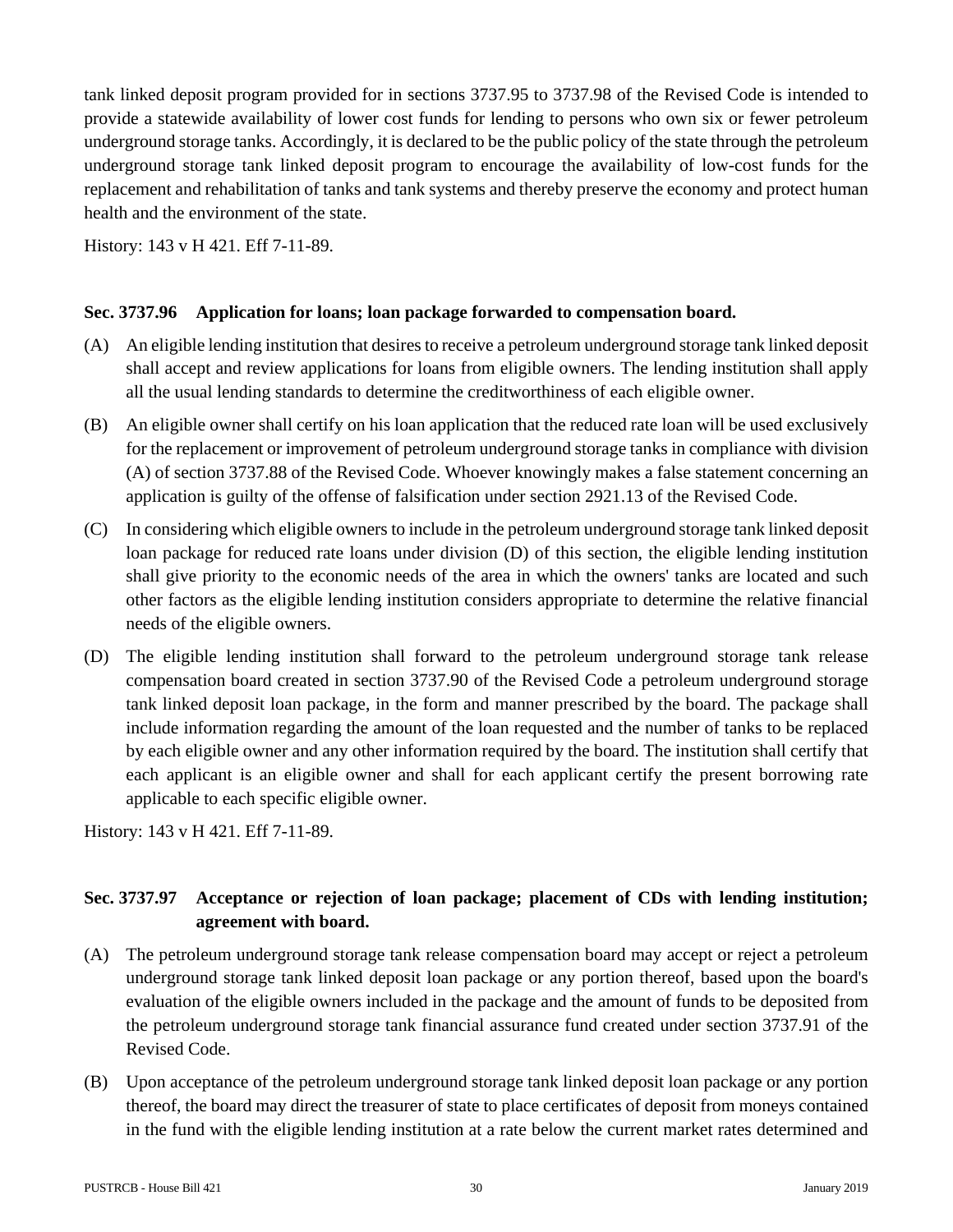tank linked deposit program provided for in sections 3737.95 to 3737.98 of the Revised Code is intended to provide a statewide availability of lower cost funds for lending to persons who own six or fewer petroleum underground storage tanks. Accordingly, it is declared to be the public policy of the state through the petroleum underground storage tank linked deposit program to encourage the availability of low-cost funds for the replacement and rehabilitation of tanks and tank systems and thereby preserve the economy and protect human health and the environment of the state.

History: 143 v H 421. Eff 7-11-89.

**Sec. 3737.96 Application for loans; loan package forwarded to compensation board.**

(A) An eligible lending institution that desires to receive a petroleum underground storage tank linked deposit shall accept and review applications for loans from eligible owners. The lending institution shall apply all the usual lending standards to determine the creditworthiness of each eligible owner.

(B) An eligible owner shall certify on his loan application that the reduced rate loan will be used exclusively for the replacement or improvement of petroleum underground storage tanks in compliance with division (A) of section 3737.88 of the Revised Code. Whoever knowingly makes a false statement concerning an application is guilty of the offense of falsification under section 2921.13 of the Revised Code.

(C) In considering which eligible owners to include in the petroleum underground storage tank linked deposit loan package for reduced rate loans under division (D) of this section, the eligible lending institution shall give priority to the economic needs of the area in which the owners' tanks are located and such other factors as the eligible lending institution considers appropriate to determine the relative financial needs of the eligible owners.

(D) The eligible lending institution shall forward to the petroleum underground storage tank release compensation board created in section 3737.90 of the Revised Code a petroleum underground storage tank linked deposit loan package, in the form and manner prescribed by the board. The package shall include information regarding the amount of the loan requested and the number of tanks to be replaced by each eligible owner and any other information required by the board. The institution shall certify that each applicant is an eligible owner and shall for each applicant certify the present borrowing rate applicable to each specific eligible owner.

History: 143 v H 421. Eff 7-11-89.

**Sec. 3737.97 Acceptance or rejection of loan package; placement of CDs with lending institution; agreement with board.**

(A) The petroleum underground storage tank release compensation board may accept or reject a petroleum underground storage tank linked deposit loan package or any portion thereof, based upon the board's evaluation of the eligible owners included in the package and the amount of funds to be deposited from the petroleum underground storage tank financial assurance fund created under section 3737.91 of the Revised Code.

(B) Upon acceptance of the petroleum underground storage tank linked deposit loan package or any portion thereof, the board may direct the treasurer of state to place certificates of deposit from moneys contained in the fund with the eligible lending institution at a rate below the current market rates determined and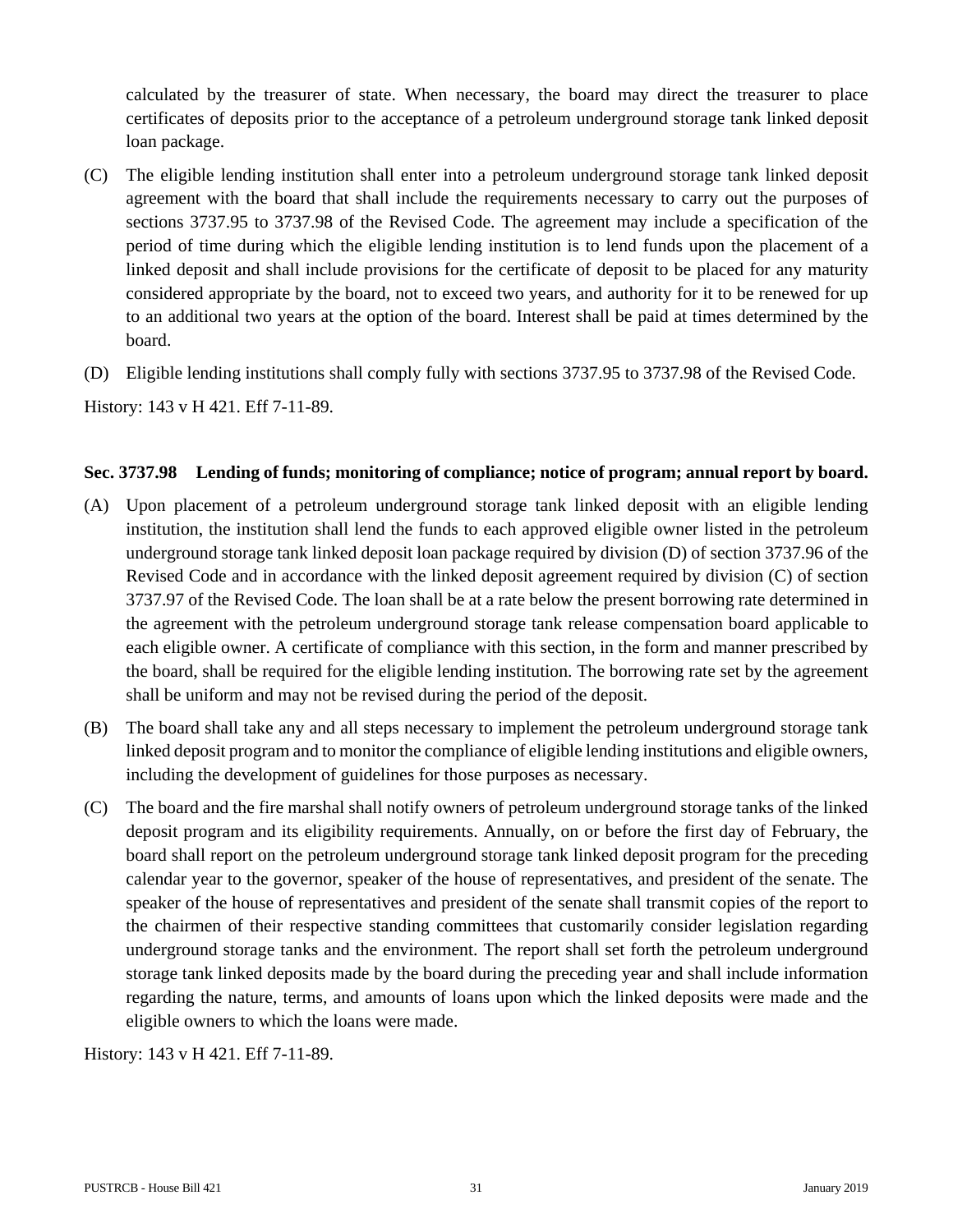calculated by the treasurer of state. When necessary, the board may direct the treasurer to place certificates of deposits prior to the acceptance of a petroleum underground storage tank linked deposit loan package.

(C) The eligible lending institution shall enter into a petroleum underground storage tank linked deposit agreement with the board that shall include the requirements necessary to carry out the purposes of sections 3737.95 to 3737.98 of the Revised Code. The agreement may include a specification of the period of time during which the eligible lending institution is to lend funds upon the placement of a linked deposit and shall include provisions for the certificate of deposit to be placed for any maturity considered appropriate by the board, not to exceed two years, and authority for it to be renewed for up to an additional two years at the option of the board. Interest shall be paid at times determined by the board.

(D) Eligible lending institutions shall comply fully with sections 3737.95 to 3737.98 of the Revised Code.

History: 143 v H 421. Eff 7-11-89.

### Sec. 3737.98 Lending of funds; monitoring of compliance; notice of program; annual report by board.

(A) Upon placement of a petroleum underground storage tank linked deposit with an eligible lending institution, the institution shall lend the funds to each approved eligible owner listed in the petroleum underground storage tank linked deposit loan package required by division (D) of section 3737.96 of the Revised Code and in accordance with the linked deposit agreement required by division (C) of section 3737.97 of the Revised Code. The loan shall be at a rate below the present borrowing rate determined in the agreement with the petroleum underground storage tank release compensation board applicable to each eligible owner. A certificate of compliance with this section, in the form and manner prescribed by the board, shall be required for the eligible lending institution. The borrowing rate set by the agreement shall be uniform and may not be revised during the period of the deposit.

(B) The board shall take any and all steps necessary to implement the petroleum underground storage tank linked deposit program and to monitor the compliance of eligible lending institutions and eligible owners, including the development of guidelines for those purposes as necessary.

(C) The board and the fire marshal shall notify owners of petroleum underground storage tanks of the linked deposit program and its eligibility requirements. Annually, on or before the first day of February, the board shall report on the petroleum underground storage tank linked deposit program for the preceding calendar year to the governor, speaker of the house of representatives, and president of the senate. The speaker of the house of representatives and president of the senate shall transmit copies of the report to the chairmen of their respective standing committees that customarily consider legislation regarding underground storage tanks and the environment. The report shall set forth the petroleum underground storage tank linked deposits made by the board during the preceding year and shall include information regarding the nature, terms, and amounts of loans upon which the linked deposits were made and the eligible owners to which the loans were made.

History: 143 v H 421. Eff 7-11-89.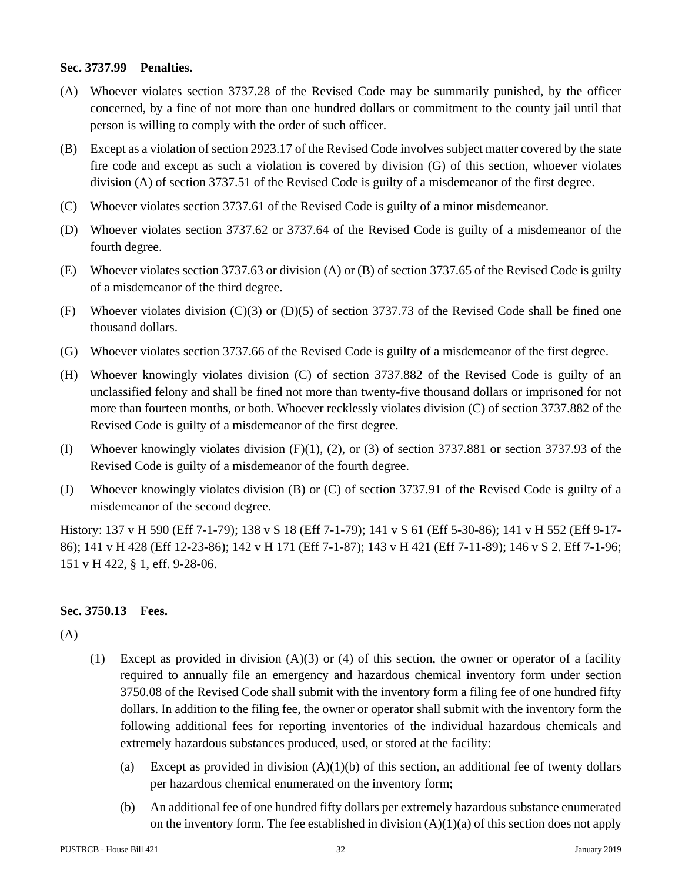**Sec. 3737.99 Penalties.**

(A) Whoever violates section 3737.28 of the Revised Code may be summarily punished, by the officer concerned, by a fine of not more than one hundred dollars or commitment to the county jail until that person is willing to comply with the order of such officer.

(B) Except as a violation of section 2923.17 of the Revised Code involves subject matter covered by the state fire code and except as such a violation is covered by division (G) of this section, whoever violates division (A) of section 3737.51 of the Revised Code is guilty of a misdemeanor of the first degree.

(C) Whoever violates section 3737.61 of the Revised Code is guilty of a minor misdemeanor.

(D) Whoever violates section 3737.62 or 3737.64 of the Revised Code is guilty of a misdemeanor of the fourth degree.

(E) Whoever violates section 3737.63 or division (A) or (B) of section 3737.65 of the Revised Code is guilty of a misdemeanor of the third degree.

(F) Whoever violates division (C)(3) or (D)(5) of section 3737.73 of the Revised Code shall be fined one thousand dollars.

(G) Whoever violates section 3737.66 of the Revised Code is guilty of a misdemeanor of the first degree.

(H) Whoever knowingly violates division (C) of section 3737.882 of the Revised Code is guilty of an unclassified felony and shall be fined not more than twenty-five thousand dollars or imprisoned for not more than fourteen months, or both. Whoever recklessly violates division (C) of section 3737.882 of the Revised Code is guilty of a misdemeanor of the first degree.

(I) Whoever knowingly violates division (F)(1), (2), or (3) of section 3737.881 or section 3737.93 of the Revised Code is guilty of a misdemeanor of the fourth degree.

(J) Whoever knowingly violates division (B) or (C) of section 3737.91 of the Revised Code is guilty of a misdemeanor of the second degree.

History: 137 v H 590 (Eff 7-1-79); 138 v S 18 (Eff 7-1-79); 141 v S 61 (Eff 5-30-86); 141 v H 552 (Eff 9-17-86); 141 v H 428 (Eff 12-23-86); 142 v H 171 (Eff 7-1-87); 143 v H 421 (Eff 7-11-89); 146 v S 2. Eff 7-1-96; 151 v H 422, § 1, eff. 9-28-06.

**Sec. 3750.13 Fees.**

(A)

(1) Except as provided in division (A)(3) or (4) of this section, the owner or operator of a facility required to annually file an emergency and hazardous chemical inventory form under section 3750.08 of the Revised Code shall submit with the inventory form a filing fee of one hundred fifty dollars. In addition to the filing fee, the owner or operator shall submit with the inventory form the following additional fees for reporting inventories of the individual hazardous chemicals and extremely hazardous substances produced, used, or stored at the facility:

(a) Except as provided in division (A)(1)(b) of this section, an additional fee of twenty dollars per hazardous chemical enumerated on the inventory form;

(b) An additional fee of one hundred fifty dollars per extremely hazardous substance enumerated on the inventory form. The fee established in division (A)(1)(a) of this section does not apply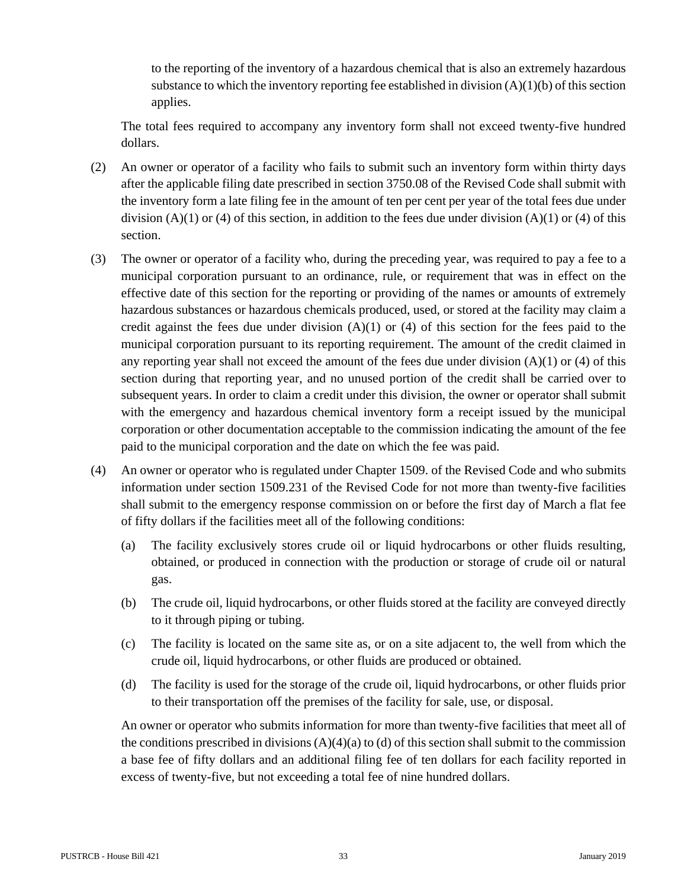to the reporting of the inventory of a hazardous chemical that is also an extremely hazardous substance to which the inventory reporting fee established in division (A)(1)(b) of this section applies.

The total fees required to accompany any inventory form shall not exceed twenty-five hundred dollars.

(2) An owner or operator of a facility who fails to submit such an inventory form within thirty days after the applicable filing date prescribed in section 3750.08 of the Revised Code shall submit with the inventory form a late filing fee in the amount of ten per cent per year of the total fees due under division (A)(1) or (4) of this section, in addition to the fees due under division (A)(1) or (4) of this section.

(3) The owner or operator of a facility who, during the preceding year, was required to pay a fee to a municipal corporation pursuant to an ordinance, rule, or requirement that was in effect on the effective date of this section for the reporting or providing of the names or amounts of extremely hazardous substances or hazardous chemicals produced, used, or stored at the facility may claim a credit against the fees due under division (A)(1) or (4) of this section for the fees paid to the municipal corporation pursuant to its reporting requirement. The amount of the credit claimed in any reporting year shall not exceed the amount of the fees due under division (A)(1) or (4) of this section during that reporting year, and no unused portion of the credit shall be carried over to subsequent years. In order to claim a credit under this division, the owner or operator shall submit with the emergency and hazardous chemical inventory form a receipt issued by the municipal corporation or other documentation acceptable to the commission indicating the amount of the fee paid to the municipal corporation and the date on which the fee was paid.

(4) An owner or operator who is regulated under Chapter 1509. of the Revised Code and who submits information under section 1509.231 of the Revised Code for not more than twenty-five facilities shall submit to the emergency response commission on or before the first day of March a flat fee of fifty dollars if the facilities meet all of the following conditions:

   (a) The facility exclusively stores crude oil or liquid hydrocarbons or other fluids resulting, obtained, or produced in connection with the production or storage of crude oil or natural gas.

   (b) The crude oil, liquid hydrocarbons, or other fluids stored at the facility are conveyed directly to it through piping or tubing.

   (c) The facility is located on the same site as, or on a site adjacent to, the well from which the crude oil, liquid hydrocarbons, or other fluids are produced or obtained.

   (d) The facility is used for the storage of the crude oil, liquid hydrocarbons, or other fluids prior to their transportation off the premises of the facility for sale, use, or disposal.

An owner or operator who submits information for more than twenty-five facilities that meet all of the conditions prescribed in divisions (A)(4)(a) to (d) of this section shall submit to the commission a base fee of fifty dollars and an additional filing fee of ten dollars for each facility reported in excess of twenty-five, but not exceeding a total fee of nine hundred dollars.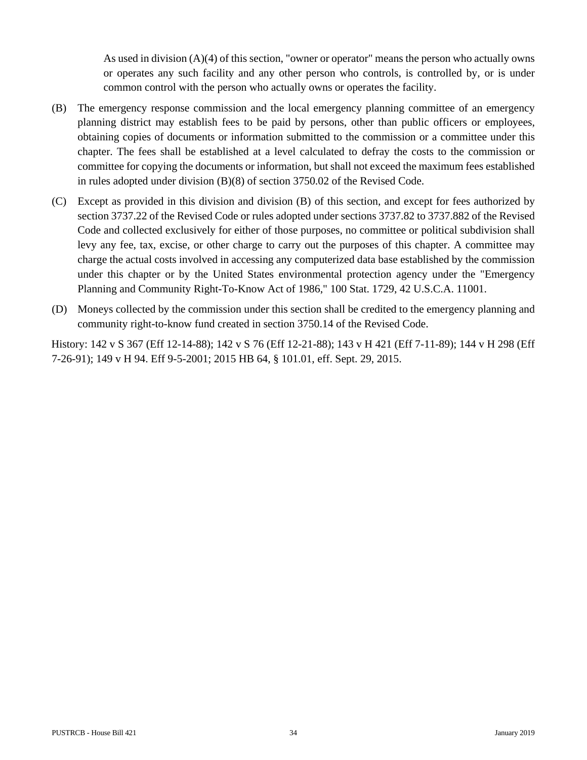As used in division (A)(4) of this section, "owner or operator" means the person who actually owns or operates any such facility and any other person who controls, is controlled by, or is under common control with the person who actually owns or operates the facility.

(B) The emergency response commission and the local emergency planning committee of an emergency planning district may establish fees to be paid by persons, other than public officers or employees, obtaining copies of documents or information submitted to the commission or a committee under this chapter. The fees shall be established at a level calculated to defray the costs to the commission or committee for copying the documents or information, but shall not exceed the maximum fees established in rules adopted under division (B)(8) of section 3750.02 of the Revised Code.

(C) Except as provided in this division and division (B) of this section, and except for fees authorized by section 3737.22 of the Revised Code or rules adopted under sections 3737.82 to 3737.882 of the Revised Code and collected exclusively for either of those purposes, no committee or political subdivision shall levy any fee, tax, excise, or other charge to carry out the purposes of this chapter. A committee may charge the actual costs involved in accessing any computerized data base established by the commission under this chapter or by the United States environmental protection agency under the "Emergency Planning and Community Right-To-Know Act of 1986," 100 Stat. 1729, 42 U.S.C.A. 11001.

(D) Moneys collected by the commission under this section shall be credited to the emergency planning and community right-to-know fund created in section 3750.14 of the Revised Code.

History: 142 v S 367 (Eff 12-14-88); 142 v S 76 (Eff 12-21-88); 143 v H 421 (Eff 7-11-89); 144 v H 298 (Eff 7-26-91); 149 v H 94. Eff 9-5-2001; 2015 HB 64, § 101.01, eff. Sept. 29, 2015.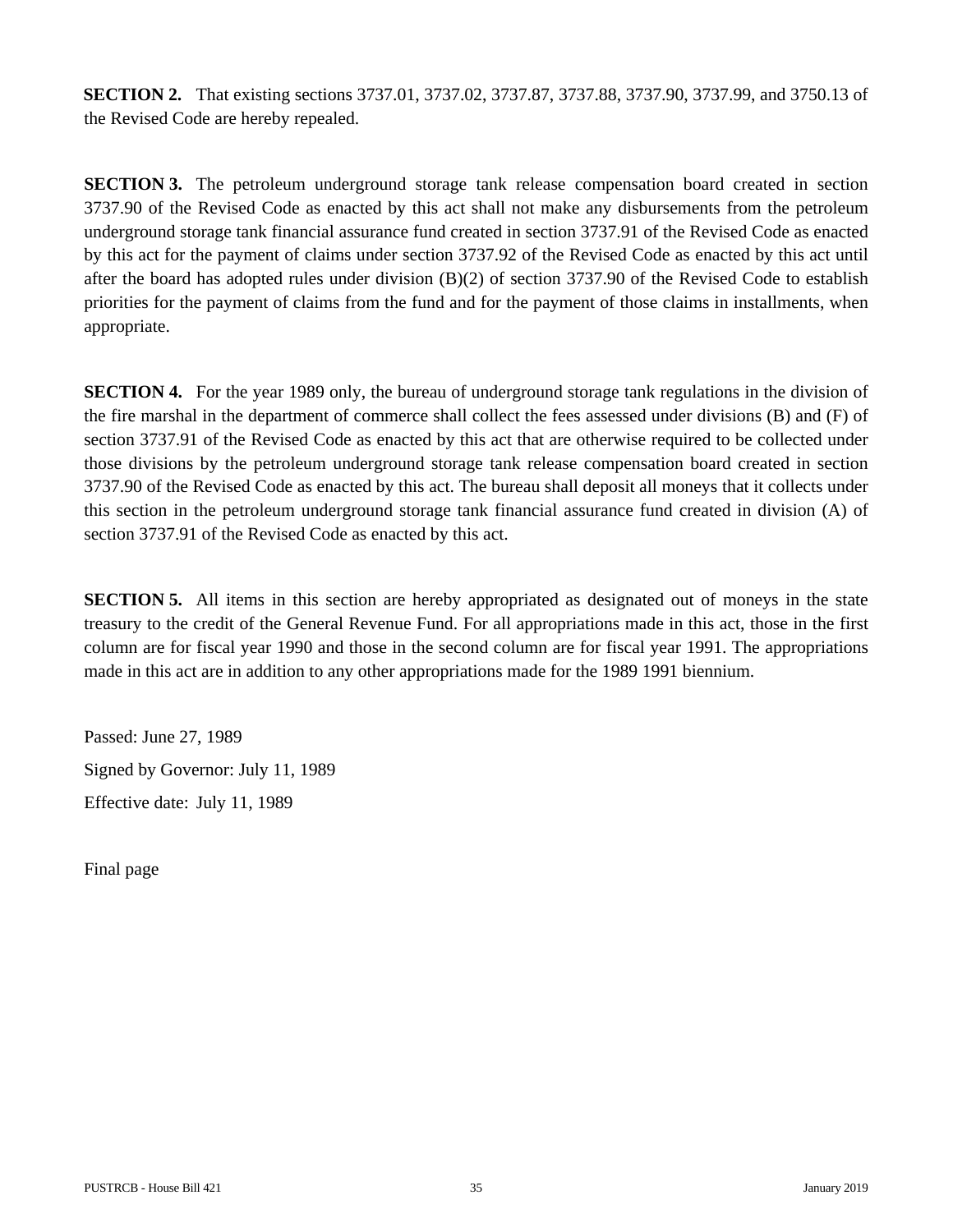**SECTION 2.** That existing sections 3737.01, 3737.02, 3737.87, 3737.88, 3737.90, 3737.99, and 3750.13 of the Revised Code are hereby repealed.

**SECTION 3.** The petroleum underground storage tank release compensation board created in section 3737.90 of the Revised Code as enacted by this act shall not make any disbursements from the petroleum underground storage tank financial assurance fund created in section 3737.91 of the Revised Code as enacted by this act for the payment of claims under section 3737.92 of the Revised Code as enacted by this act until after the board has adopted rules under division (B)(2) of section 3737.90 of the Revised Code to establish priorities for the payment of claims from the fund and for the payment of those claims in installments, when appropriate.

**SECTION 4.** For the year 1989 only, the bureau of underground storage tank regulations in the division of the fire marshal in the department of commerce shall collect the fees assessed under divisions (B) and (F) of section 3737.91 of the Revised Code as enacted by this act that are otherwise required to be collected under those divisions by the petroleum underground storage tank release compensation board created in section 3737.90 of the Revised Code as enacted by this act. The bureau shall deposit all moneys that it collects under this section in the petroleum underground storage tank financial assurance fund created in division (A) of section 3737.91 of the Revised Code as enacted by this act.

**SECTION 5.** All items in this section are hereby appropriated as designated out of moneys in the state treasury to the credit of the General Revenue Fund. For all appropriations made in this act, those in the first column are for fiscal year 1990 and those in the second column are for fiscal year 1991. The appropriations made in this act are in addition to any other appropriations made for the 1989 1991 biennium.

Passed: June 27, 1989

Signed by Governor: July 11, 1989

Effective date: July 11, 1989

Final page